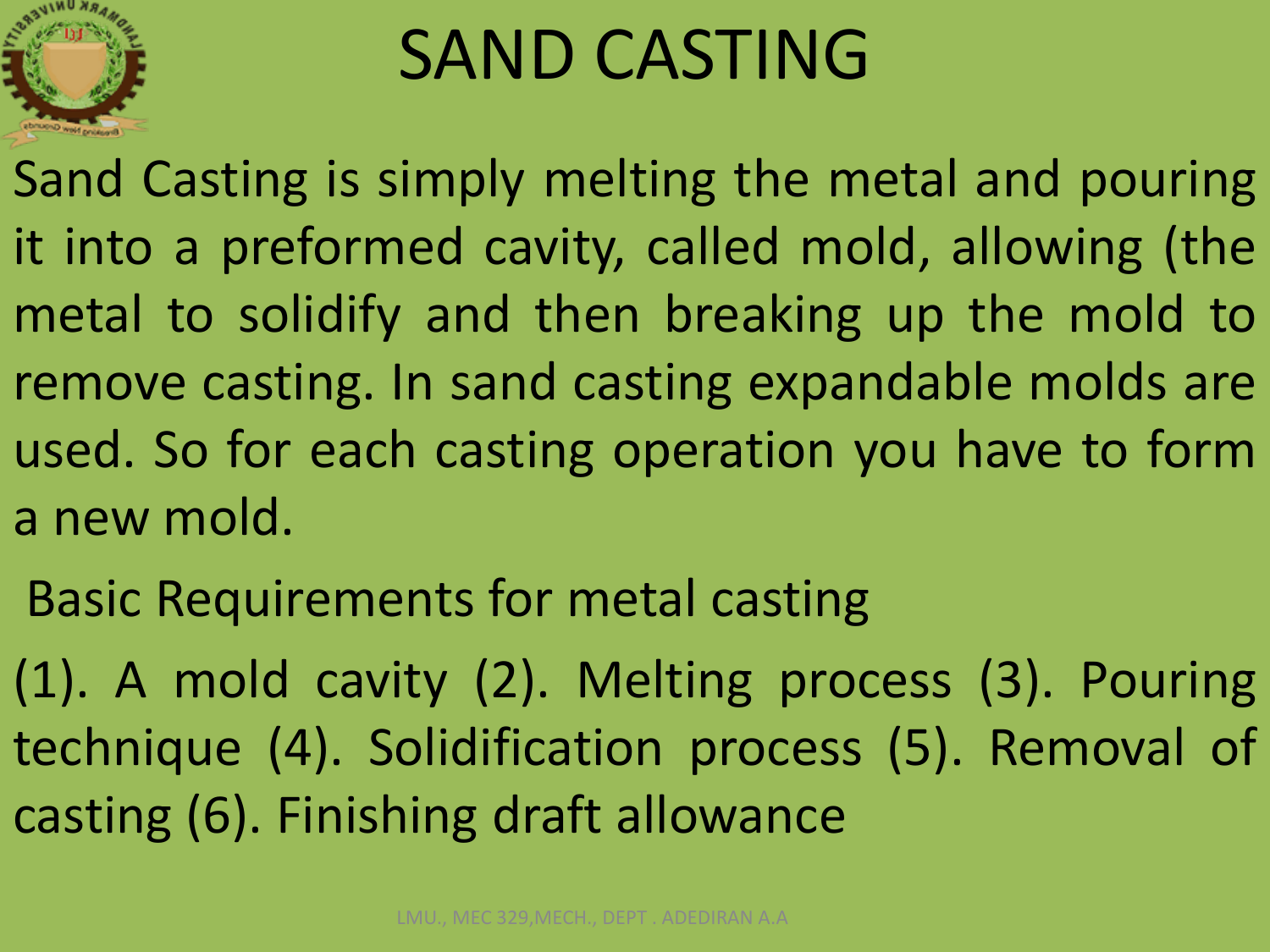# SAND CASTING

Sand Casting is simply melting the metal and pouring it into a preformed cavity, called mold, allowing (the metal to solidify and then breaking up the mold to remove casting. In sand casting expandable molds are used. So for each casting operation you have to form a new mold.

Basic Requirements for metal casting

(1). A mold cavity (2). Melting process (3). Pouring technique (4). Solidification process (5). Removal of casting (6). Finishing draft allowance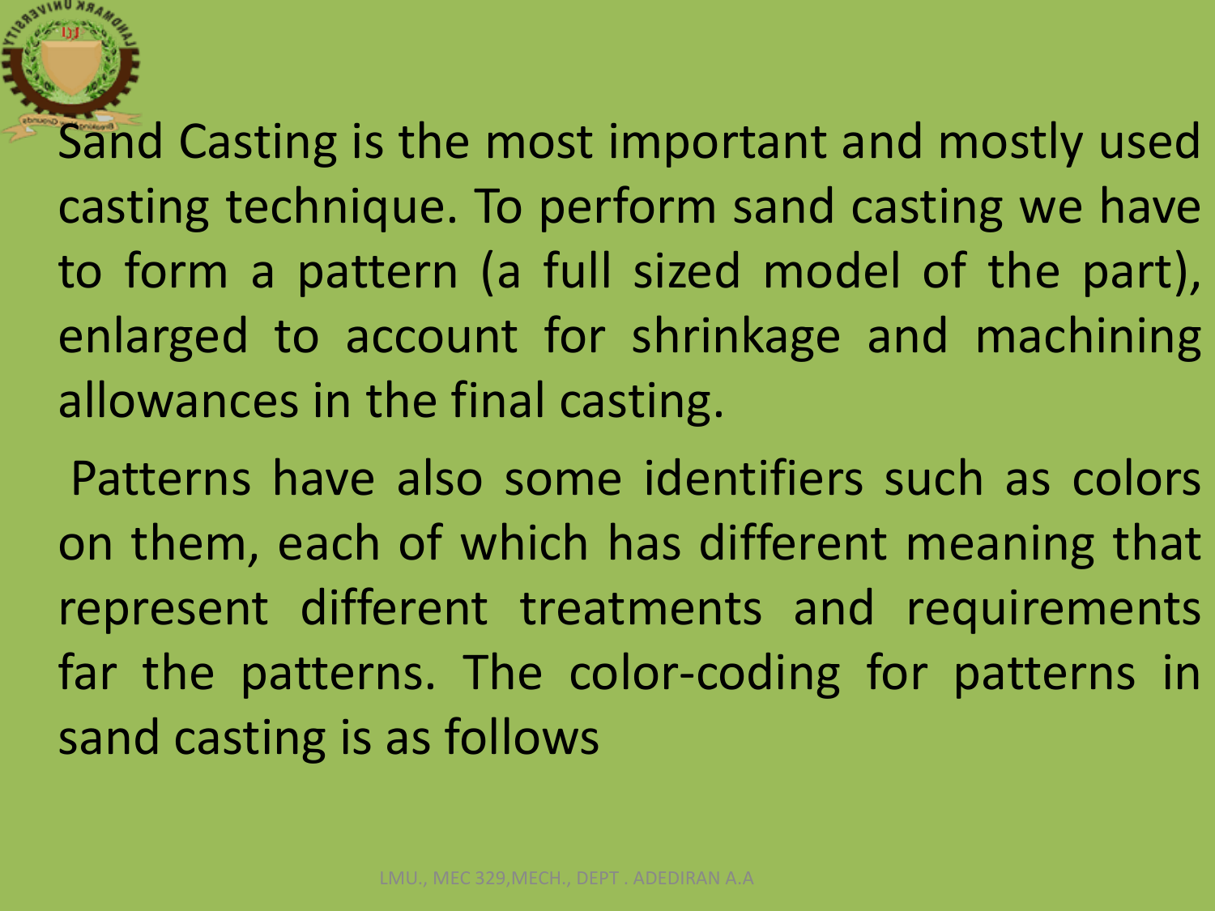Sand Casting is the most important and mostly used casting technique. To perform sand casting we have to form a pattern (a full sized model of the part), enlarged to account for shrinkage and machining allowances in the final casting.

Patterns have also some identifiers such as colors on them, each of which has different meaning that represent different treatments and requirements far the patterns. The color-coding for patterns in sand casting is as follows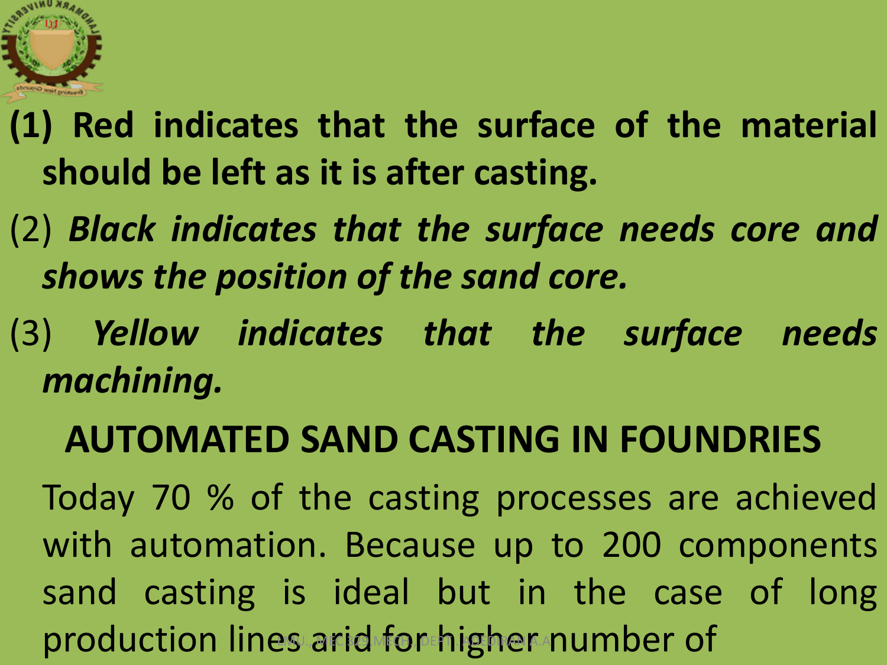**(1) Red indicates that the surface of the material should be left as it is after casting.**

(2) ***Black indicates that the surface needs core and shows the position of the sand core.***

(3) ***Yellow indicates that the surface needs machining.***

## AUTOMATED SAND CASTING IN FOUNDRIES

Today 70 % of the casting processes are achieved with automation. Because up to 200 components sand casting is ideal but in the case of long production lines arid for higher number of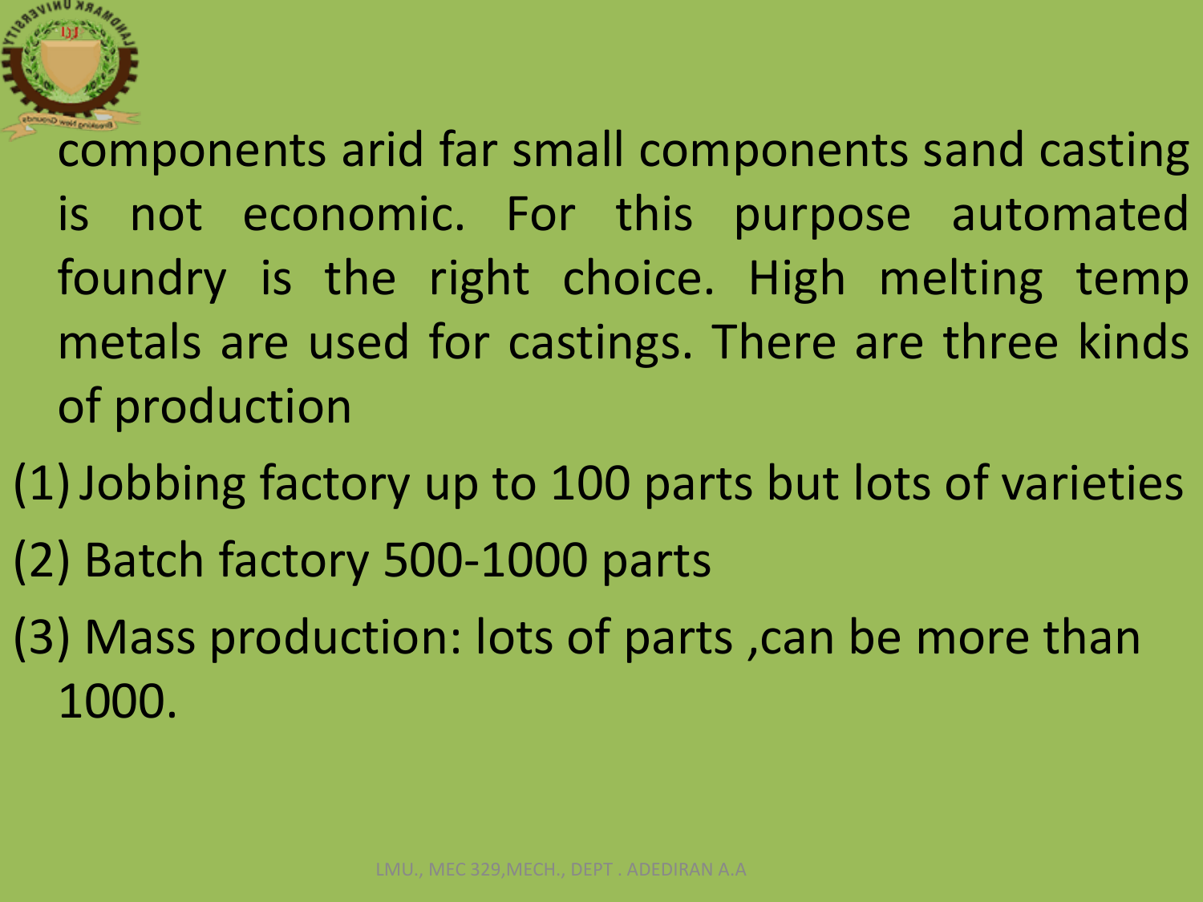components arid far small components sand casting is not economic. For this purpose automated foundry is the right choice. High melting temp metals are used for castings. There are three kinds of production

(1) Jobbing factory up to 100 parts but lots of varieties

(2) Batch factory 500-1000 parts

(3) Mass production: lots of parts ,can be more than 1000.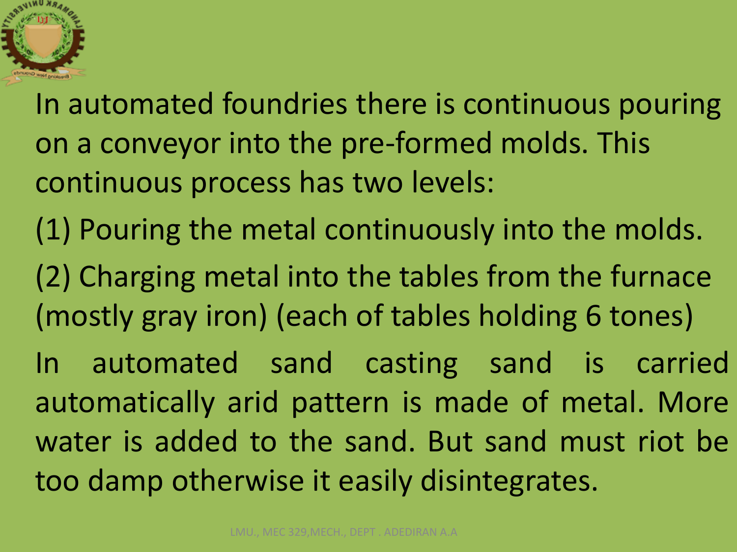In automated foundries there is continuous pouring on a conveyor into the pre-formed molds. This continuous process has two levels:

(1) Pouring the metal continuously into the molds.

(2) Charging metal into the tables from the furnace (mostly gray iron) (each of tables holding 6 tones)

In automated sand casting sand is carried automatically arid pattern is made of metal. More water is added to the sand. But sand must riot be too damp otherwise it easily disintegrates.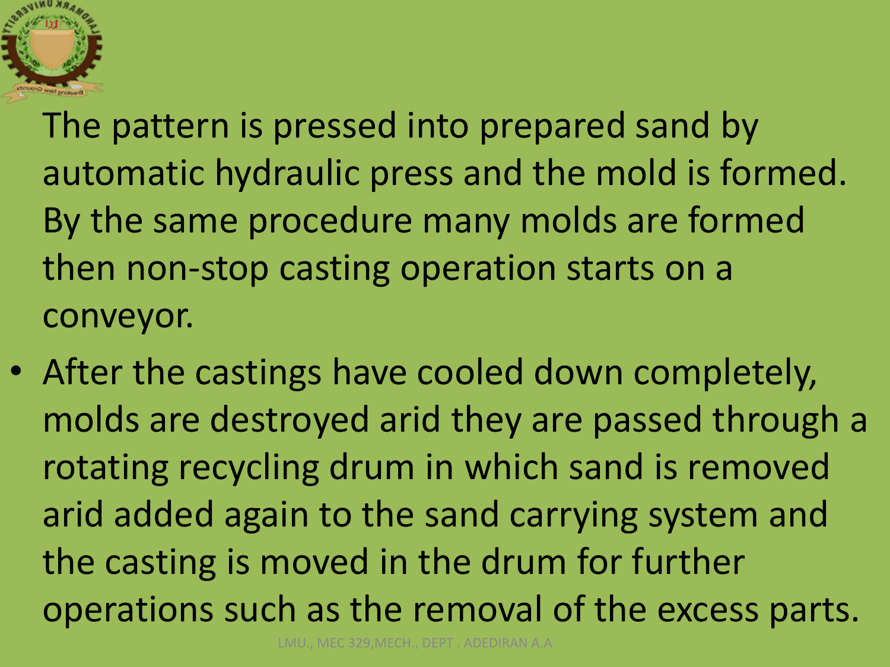The pattern is pressed into prepared sand by automatic hydraulic press and the mold is formed. By the same procedure many molds are formed then non-stop casting operation starts on a conveyor.

- After the castings have cooled down completely, molds are destroyed arid they are passed through a rotating recycling drum in which sand is removed arid added again to the sand carrying system and the casting is moved in the drum for further operations such as the removal of the excess parts.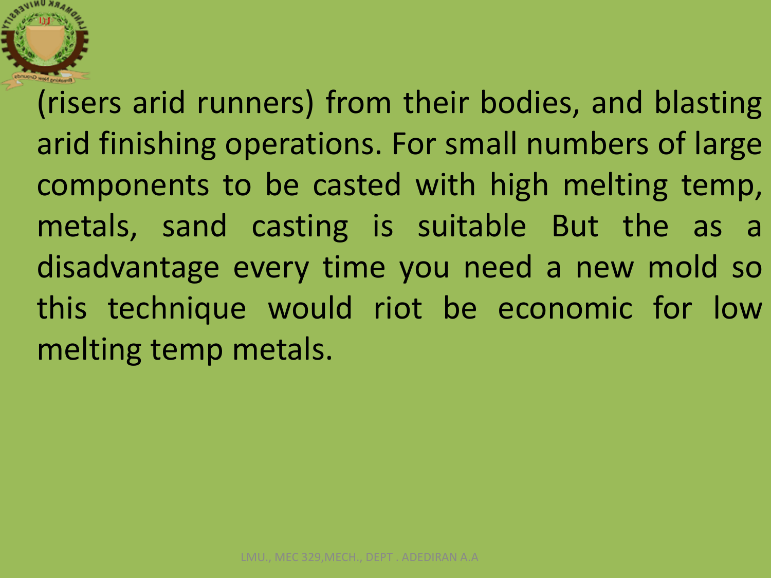(risers arid runners) from their bodies, and blasting arid finishing operations. For small numbers of large components to be casted with high melting temp, metals, sand casting is suitable But the as a disadvantage every time you need a new mold so this technique would riot be economic for low melting temp metals.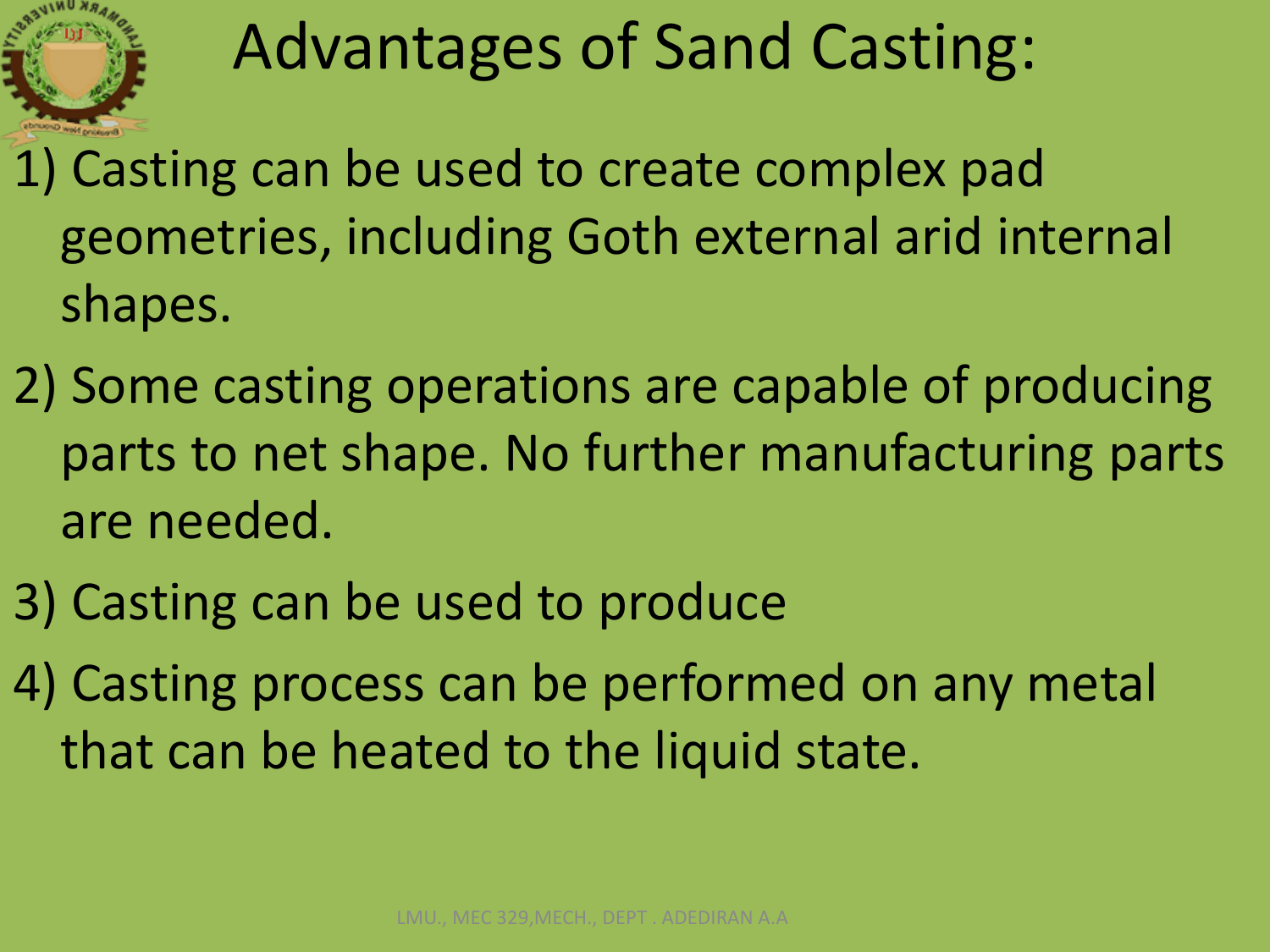# Advantages of Sand Casting:

1) Casting can be used to create complex pad geometries, including Goth external arid internal shapes.
2) Some casting operations are capable of producing parts to net shape. No further manufacturing parts are needed.
3) Casting can be used to produce
4) Casting process can be performed on any metal that can be heated to the liquid state.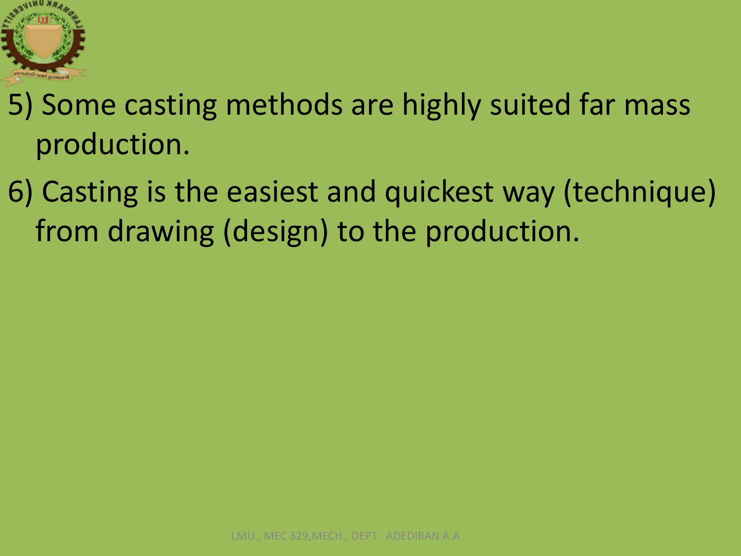5) Some casting methods are highly suited far mass production.

6) Casting is the easiest and quickest way (technique) from drawing (design) to the production.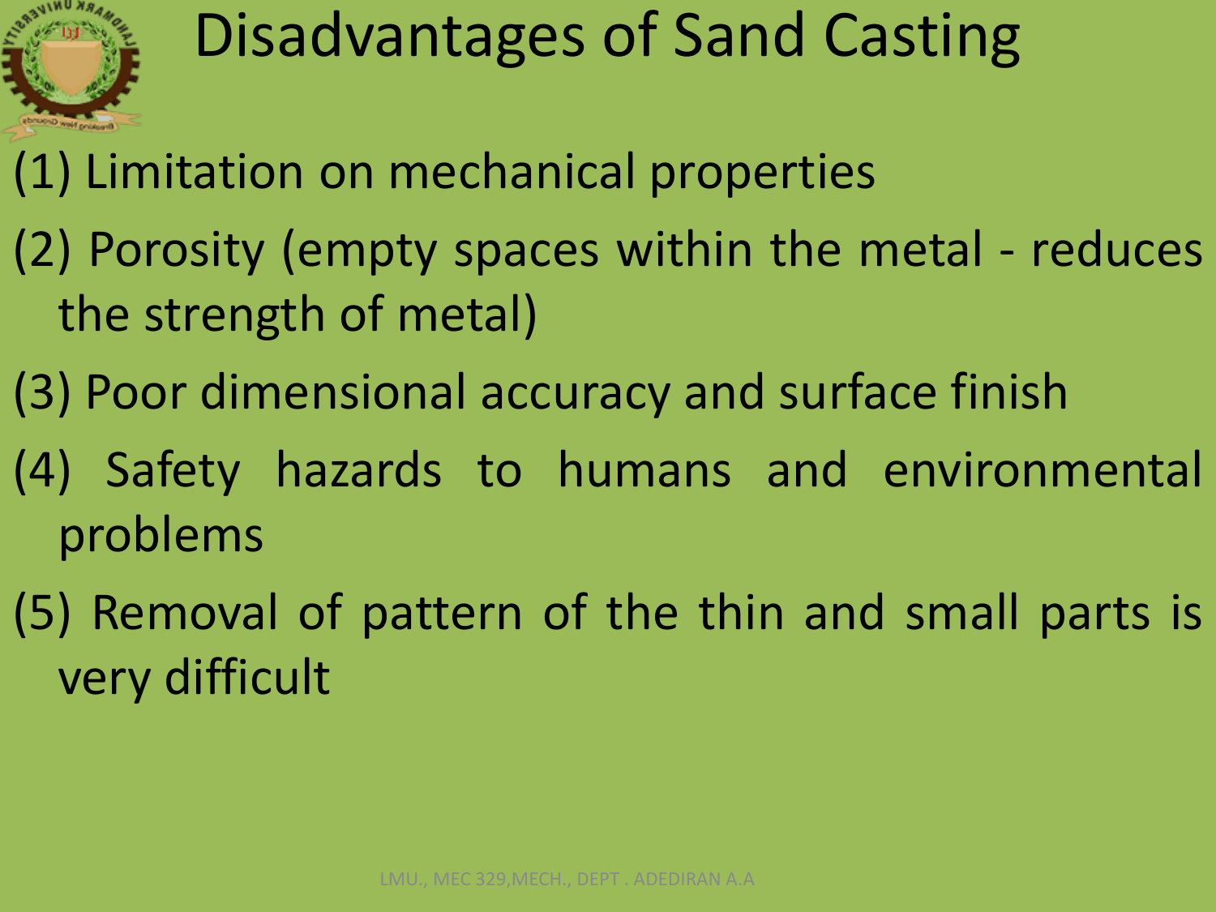# Disadvantages of Sand Casting

(1) Limitation on mechanical properties

(2) Porosity (empty spaces within the metal - reduces the strength of metal)

(3) Poor dimensional accuracy and surface finish

(4) Safety hazards to humans and environmental problems

(5) Removal of pattern of the thin and small parts is very difficult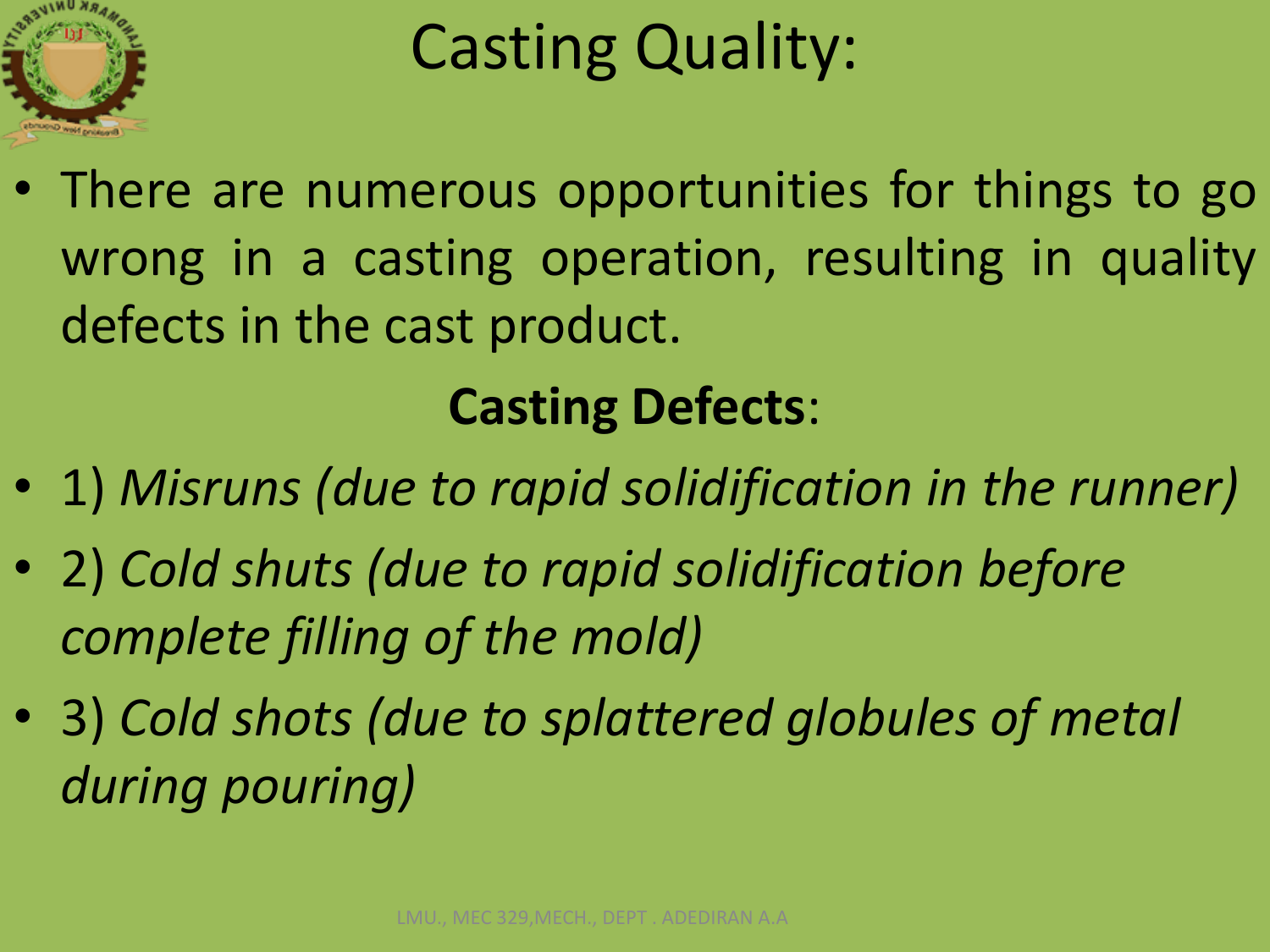# Casting Quality:

- There are numerous opportunities for things to go wrong in a casting operation, resulting in quality defects in the cast product.

## **Casting Defects**:

- 1) *Misruns (due to rapid solidification in the runner)*
- 2) *Cold shuts (due to rapid solidification before complete filling of the mold)*
- 3) *Cold shots (due to splattered globules of metal during pouring)*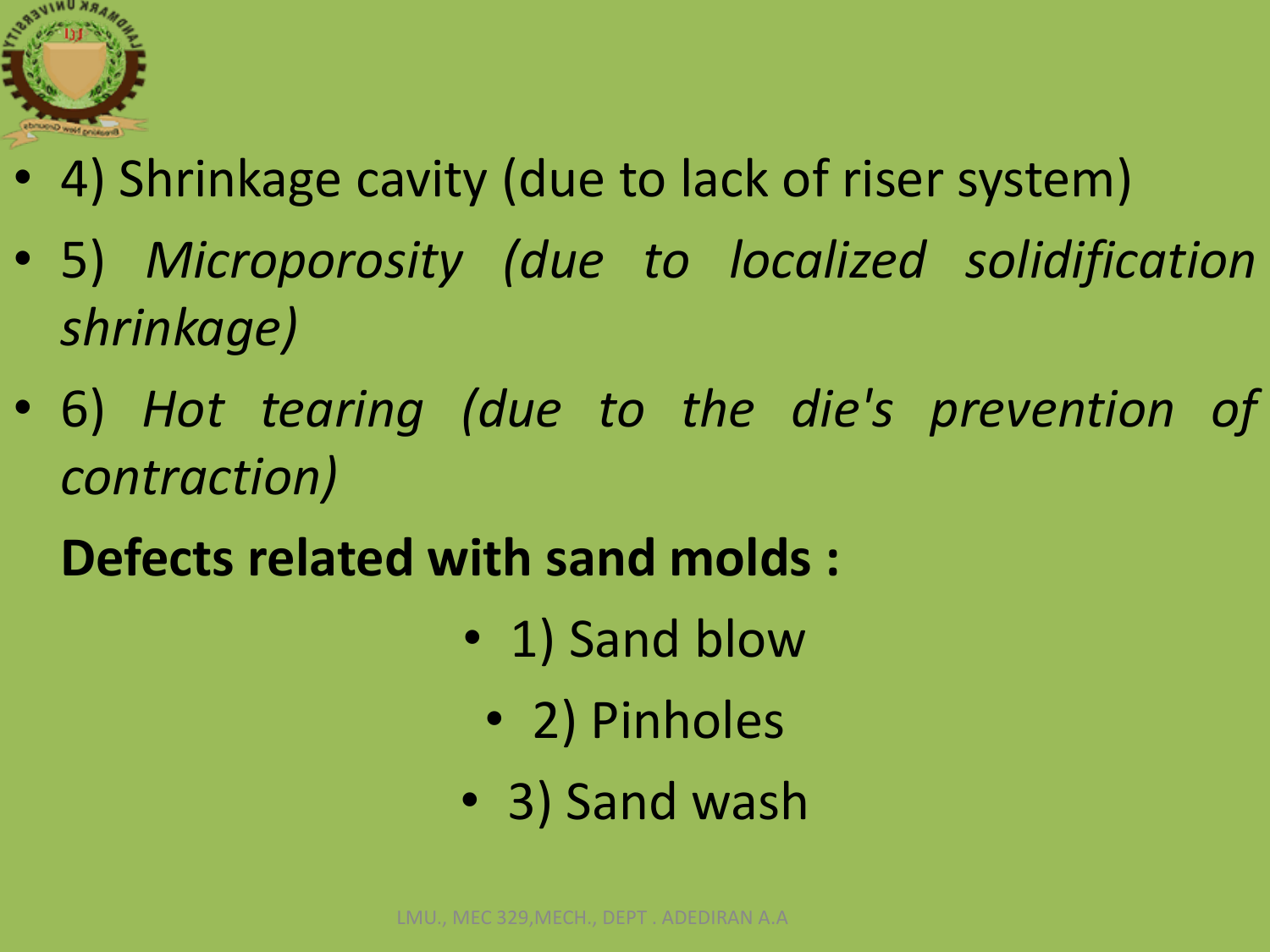- 4) Shrinkage cavity (due to lack of riser system)
- 5) *Microporosity (due to localized solidification shrinkage)*
- 6) *Hot tearing (due to the die's prevention of contraction)*

**Defects related with sand molds :**

- 1) Sand blow
- 2) Pinholes
- 3) Sand wash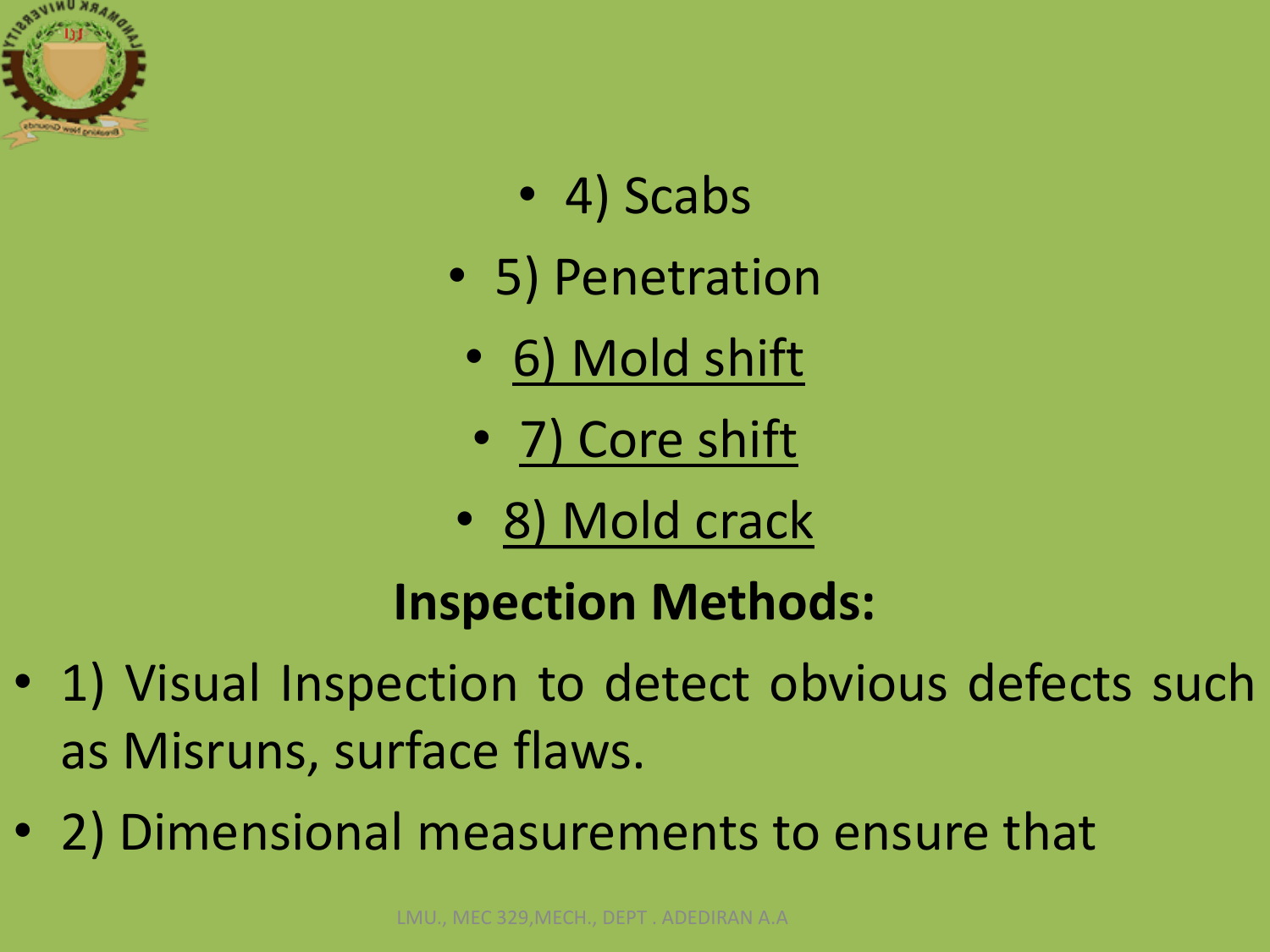- 4) Scabs
- 5) Penetration
- <u>6) Mold shift</u>
- <u>7) Core shift</u>
- <u>8) Mold crack</u>

**Inspection Methods:**

- 1) Visual Inspection to detect obvious defects such as Misruns, surface flaws.
- 2) Dimensional measurements to ensure that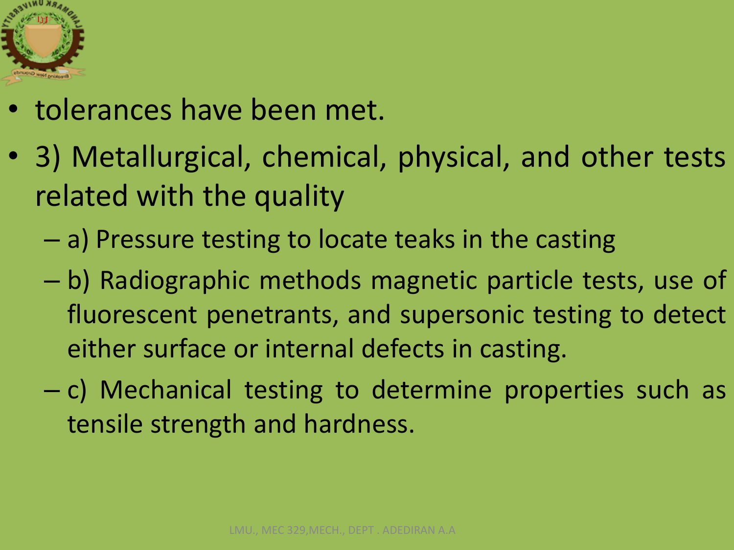- tolerances have been met.
- 3) Metallurgical, chemical, physical, and other tests related with the quality
  - a) Pressure testing to locate teaks in the casting
  - b) Radiographic methods magnetic particle tests, use of fluorescent penetrants, and supersonic testing to detect either surface or internal defects in casting.
  - c) Mechanical testing to determine properties such as tensile strength and hardness.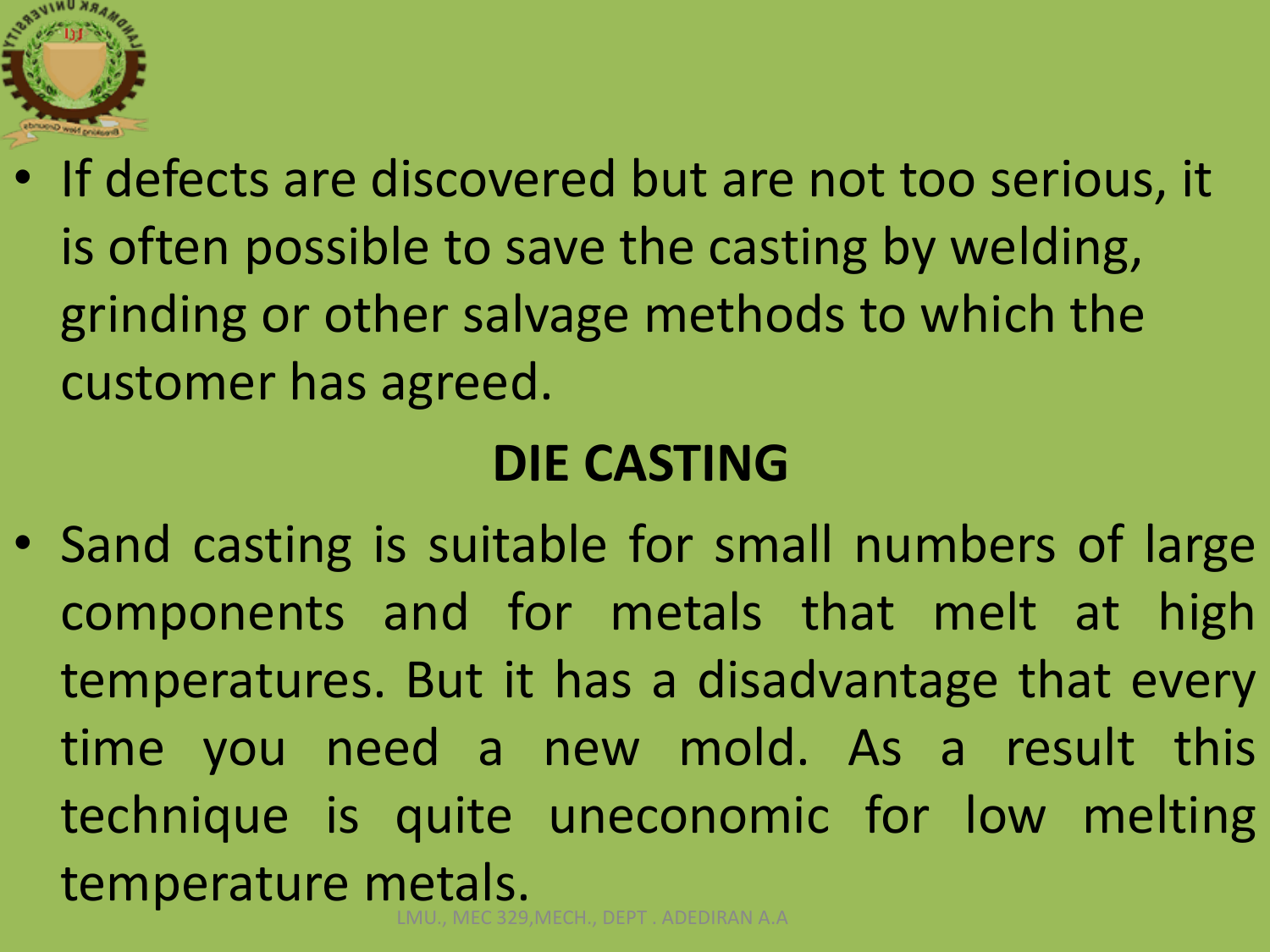- If defects are discovered but are not too serious, it is often possible to save the casting by welding, grinding or other salvage methods to which the customer has agreed.

## DIE CASTING

- Sand casting is suitable for small numbers of large components and for metals that melt at high temperatures. But it has a disadvantage that every time you need a new mold. As a result this technique is quite uneconomic for low melting temperature metals.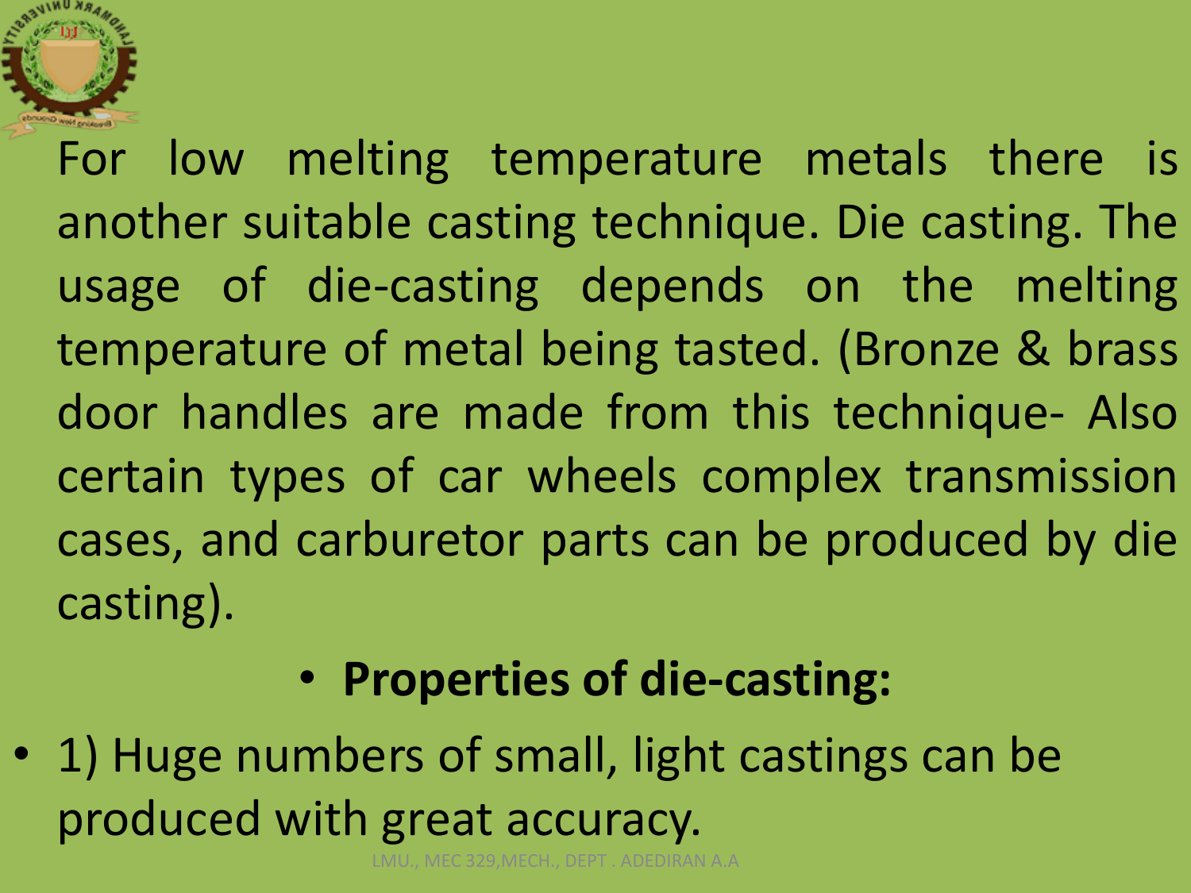For low melting temperature metals there is another suitable casting technique. Die casting. The usage of die-casting depends on the melting temperature of metal being tasted. (Bronze & brass door handles are made from this technique- Also certain types of car wheels complex transmission cases, and carburetor parts can be produced by die casting).

- **Properties of die-casting:**

- 1) Huge numbers of small, light castings can be produced with great accuracy.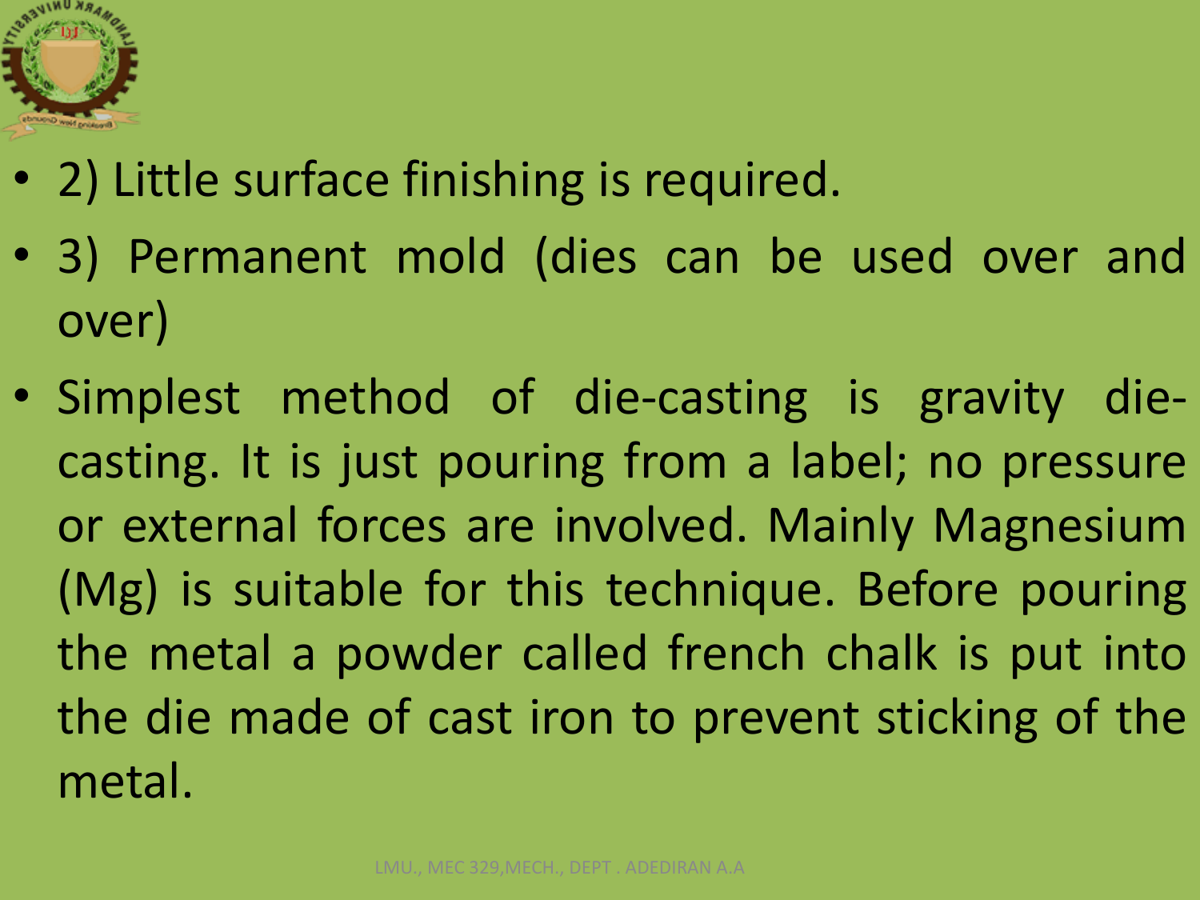- 2) Little surface finishing is required.
- 3) Permanent mold (dies can be used over and over)
- Simplest method of die-casting is gravity die-casting. It is just pouring from a label; no pressure or external forces are involved. Mainly Magnesium (Mg) is suitable for this technique. Before pouring the metal a powder called french chalk is put into the die made of cast iron to prevent sticking of the metal.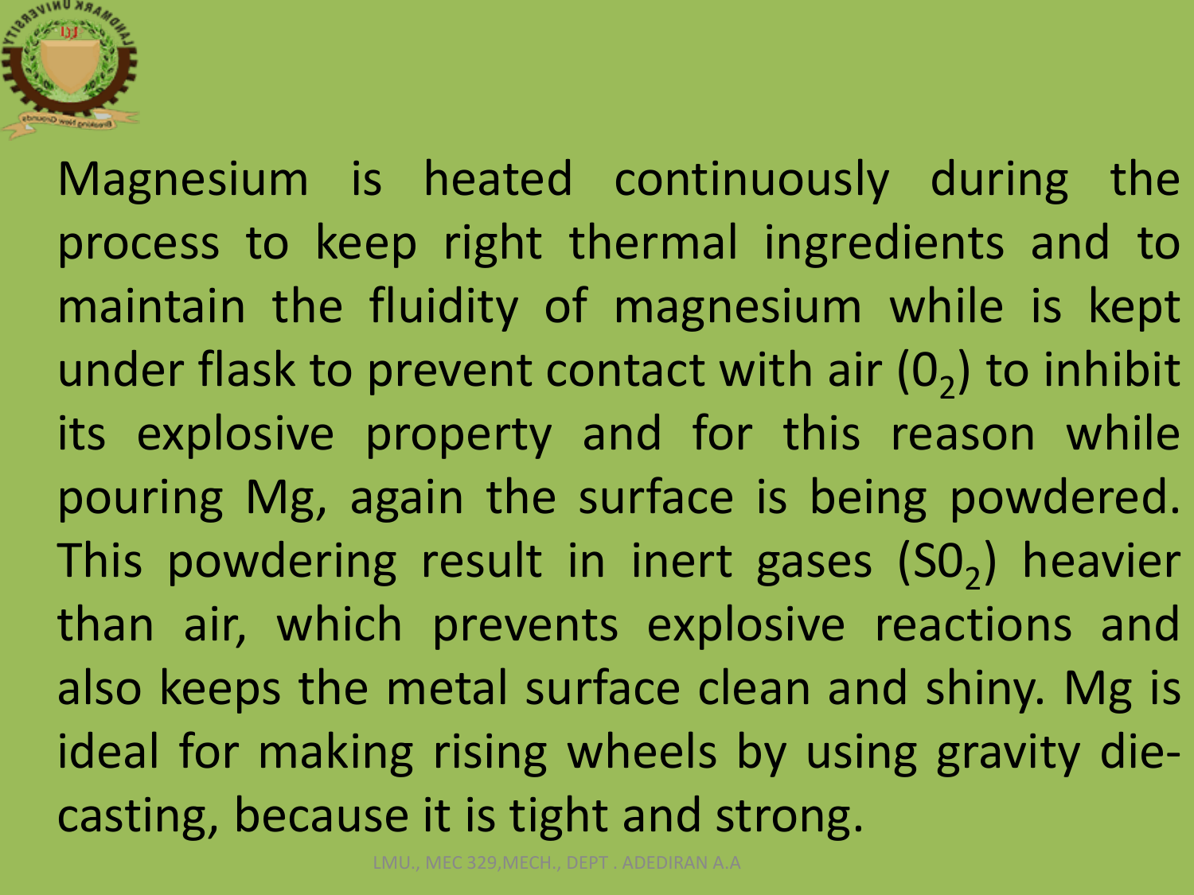Magnesium is heated continuously during the process to keep right thermal ingredients and to maintain the fluidity of magnesium while is kept under flask to prevent contact with air ($0_2$) to inhibit its explosive property and for this reason while pouring Mg, again the surface is being powdered. This powdering result in inert gases ($S0_2$) heavier than air, which prevents explosive reactions and also keeps the metal surface clean and shiny. Mg is ideal for making rising wheels by using gravity die-casting, because it is tight and strong.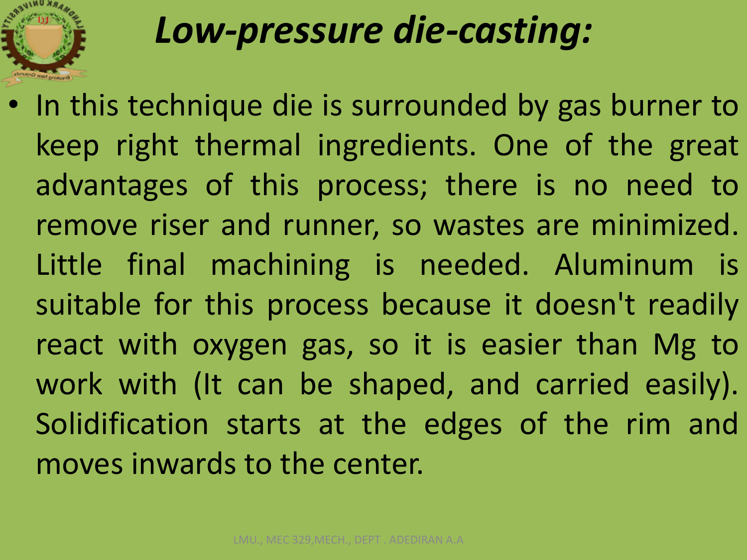# *Low-pressure die-casting:*

- In this technique die is surrounded by gas burner to keep right thermal ingredients. One of the great advantages of this process; there is no need to remove riser and runner, so wastes are minimized. Little final machining is needed. Aluminum is suitable for this process because it doesn't readily react with oxygen gas, so it is easier than Mg to work with (It can be shaped, and carried easily). Solidification starts at the edges of the rim and moves inwards to the center.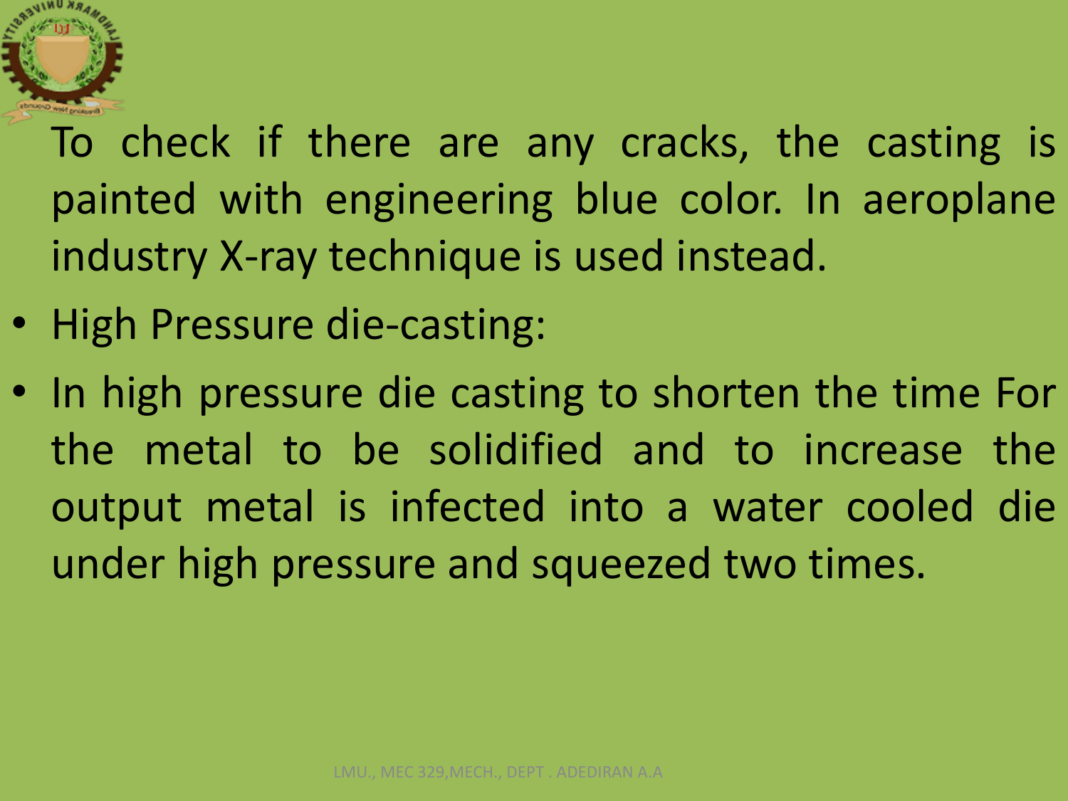To check if there are any cracks, the casting is painted with engineering blue color. In aeroplane industry X-ray technique is used instead.

- High Pressure die-casting:
- In high pressure die casting to shorten the time For the metal to be solidified and to increase the output metal is infected into a water cooled die under high pressure and squeezed two times.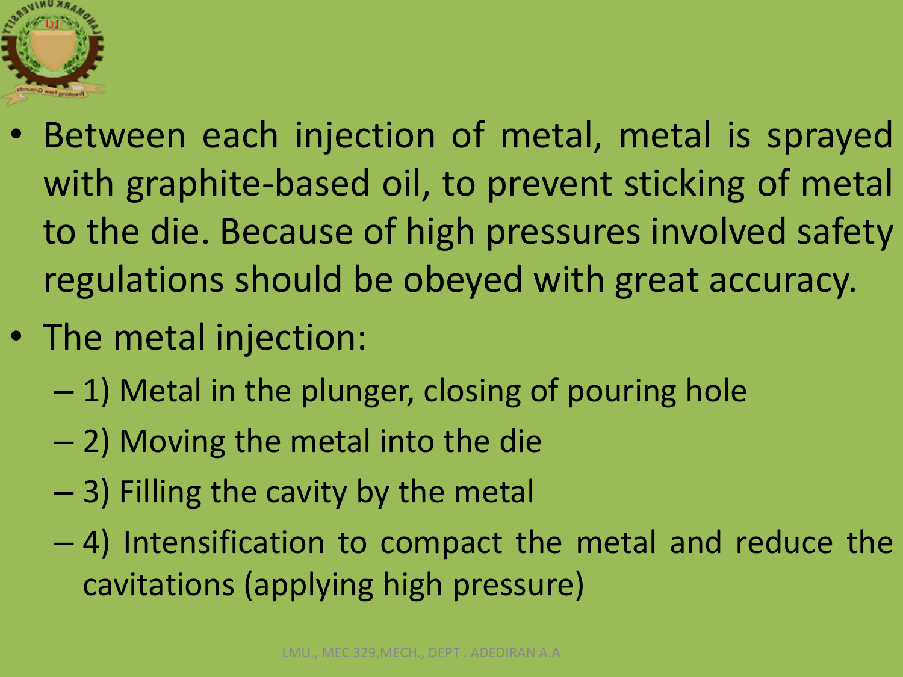- Between each injection of metal, metal is sprayed with graphite-based oil, to prevent sticking of metal to the die. Because of high pressures involved safety regulations should be obeyed with great accuracy.
- The metal injection:
  - 1) Metal in the plunger, closing of pouring hole
  - 2) Moving the metal into the die
  - 3) Filling the cavity by the metal
  - 4) Intensification to compact the metal and reduce the cavitations (applying high pressure)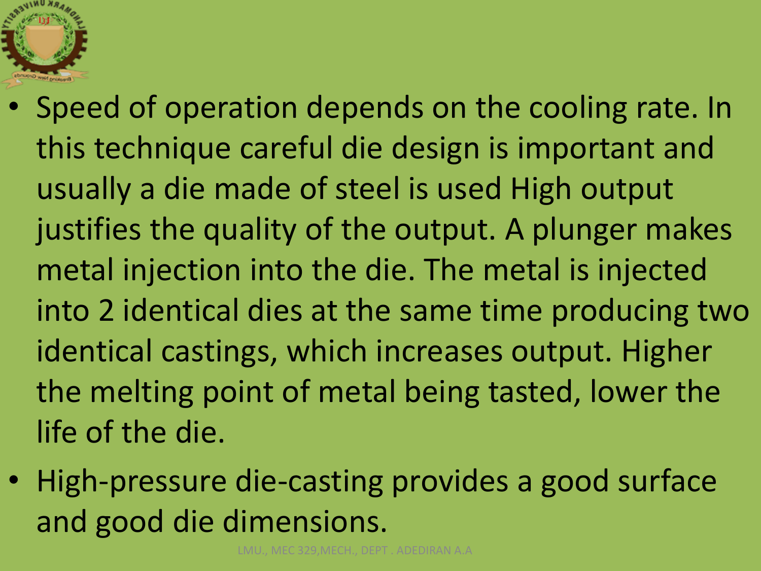- Speed of operation depends on the cooling rate. In this technique careful die design is important and usually a die made of steel is used High output justifies the quality of the output. A plunger makes metal injection into the die. The metal is injected into 2 identical dies at the same time producing two identical castings, which increases output. Higher the melting point of metal being tasted, lower the life of the die.
- High-pressure die-casting provides a good surface and good die dimensions.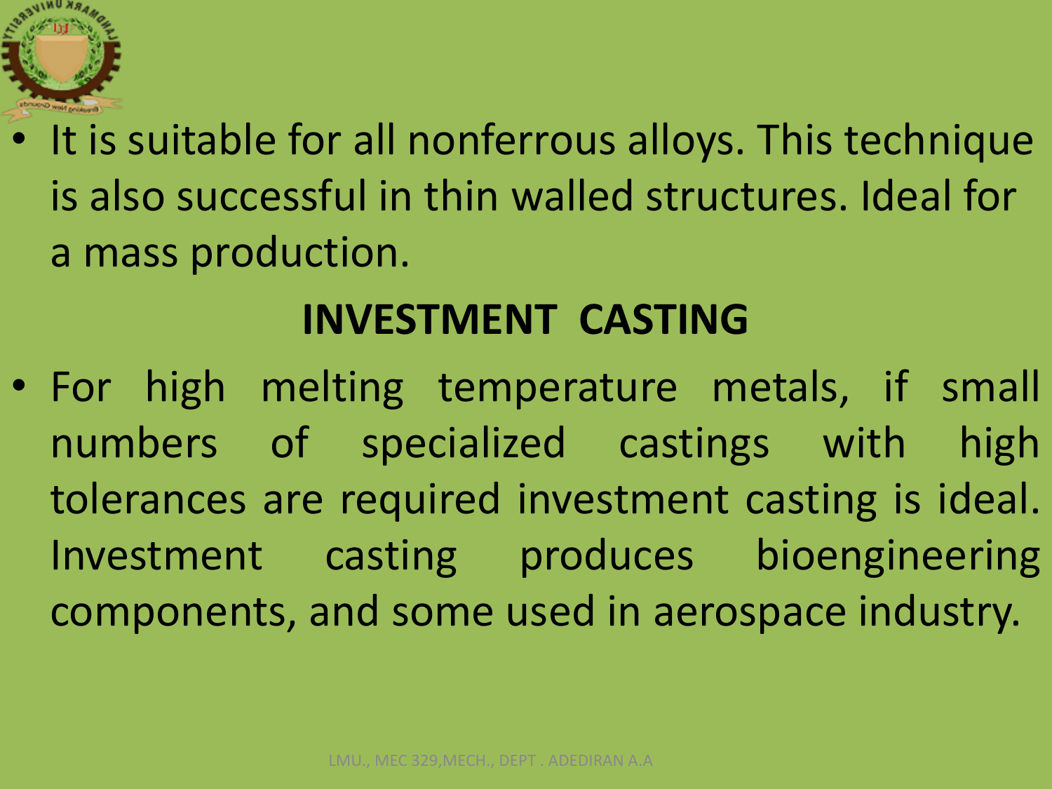- It is suitable for all nonferrous alloys. This technique is also successful in thin walled structures. Ideal for a mass production.

## INVESTMENT CASTING

- For high melting temperature metals, if small numbers of specialized castings with high tolerances are required investment casting is ideal. Investment casting produces bioengineering components, and some used in aerospace industry.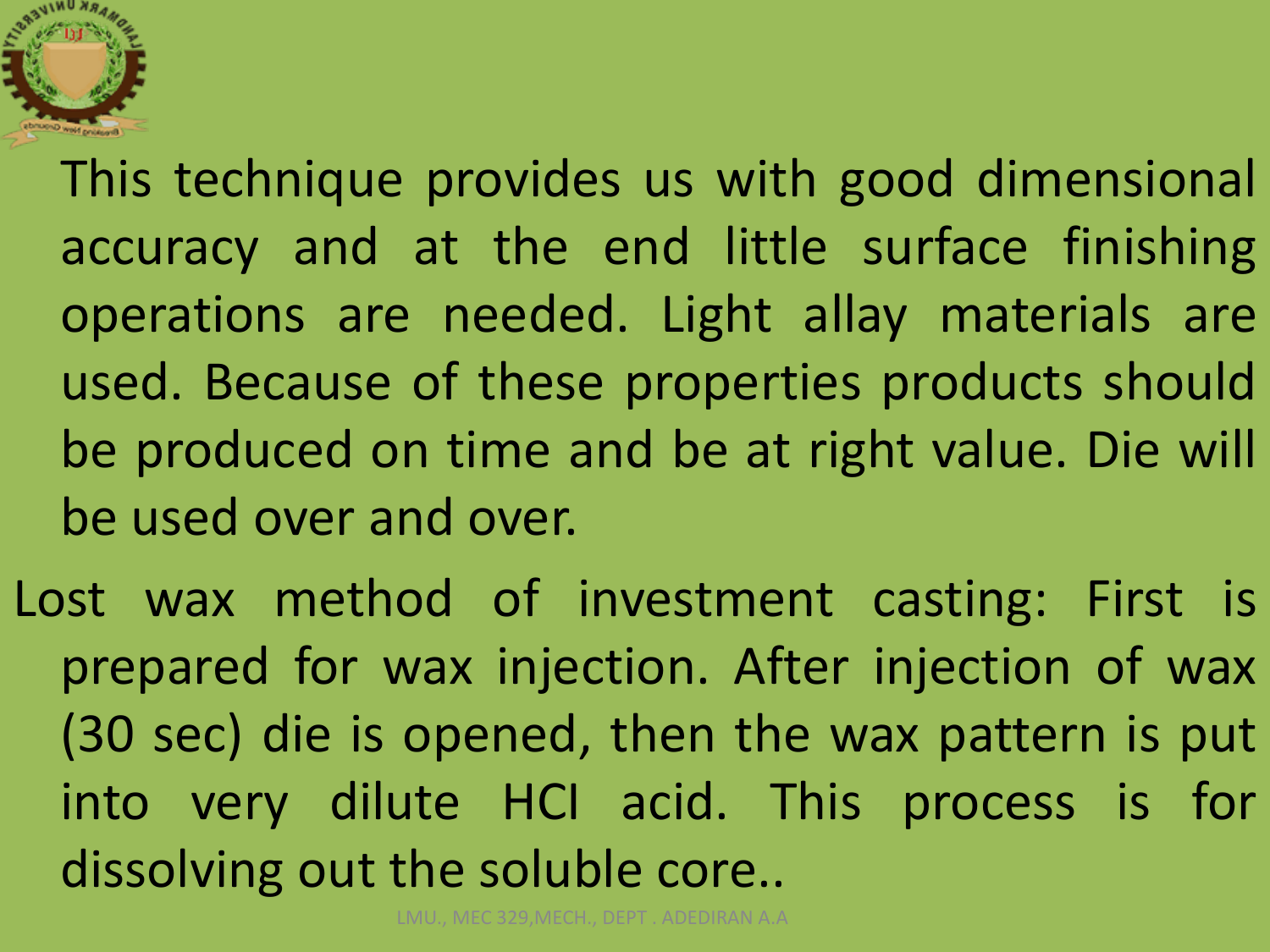This technique provides us with good dimensional accuracy and at the end little surface finishing operations are needed. Light allay materials are used. Because of these properties products should be produced on time and be at right value. Die will be used over and over.

Lost wax method of investment casting: First is prepared for wax injection. After injection of wax (30 sec) die is opened, then the wax pattern is put into very dilute HCl acid. This process is for dissolving out the soluble core..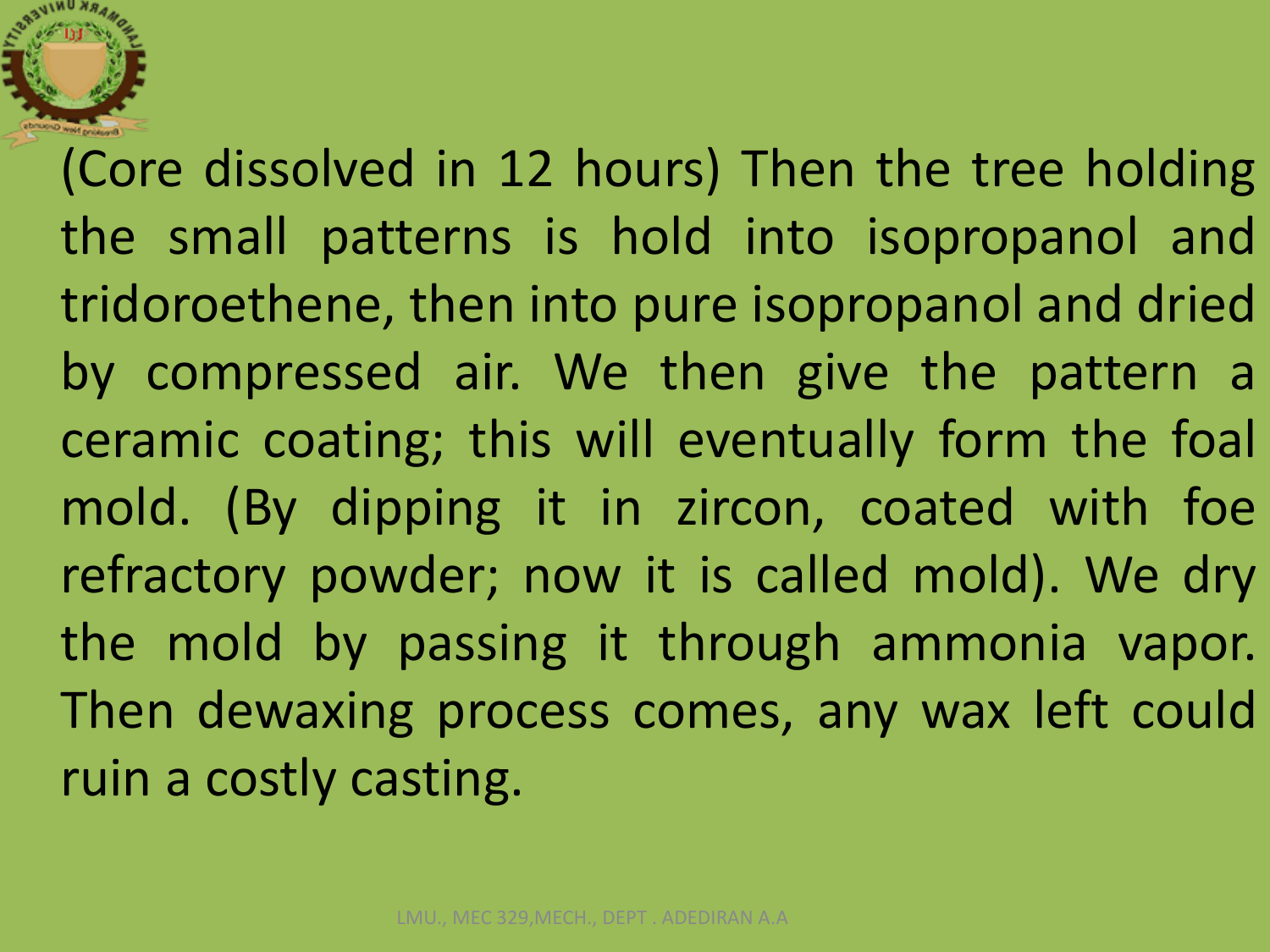(Core dissolved in 12 hours) Then the tree holding the small patterns is hold into isopropanol and tridoroethene, then into pure isopropanol and dried by compressed air. We then give the pattern a ceramic coating; this will eventually form the foal mold. (By dipping it in zircon, coated with foe refractory powder; now it is called mold). We dry the mold by passing it through ammonia vapor. Then dewaxing process comes, any wax left could ruin a costly casting.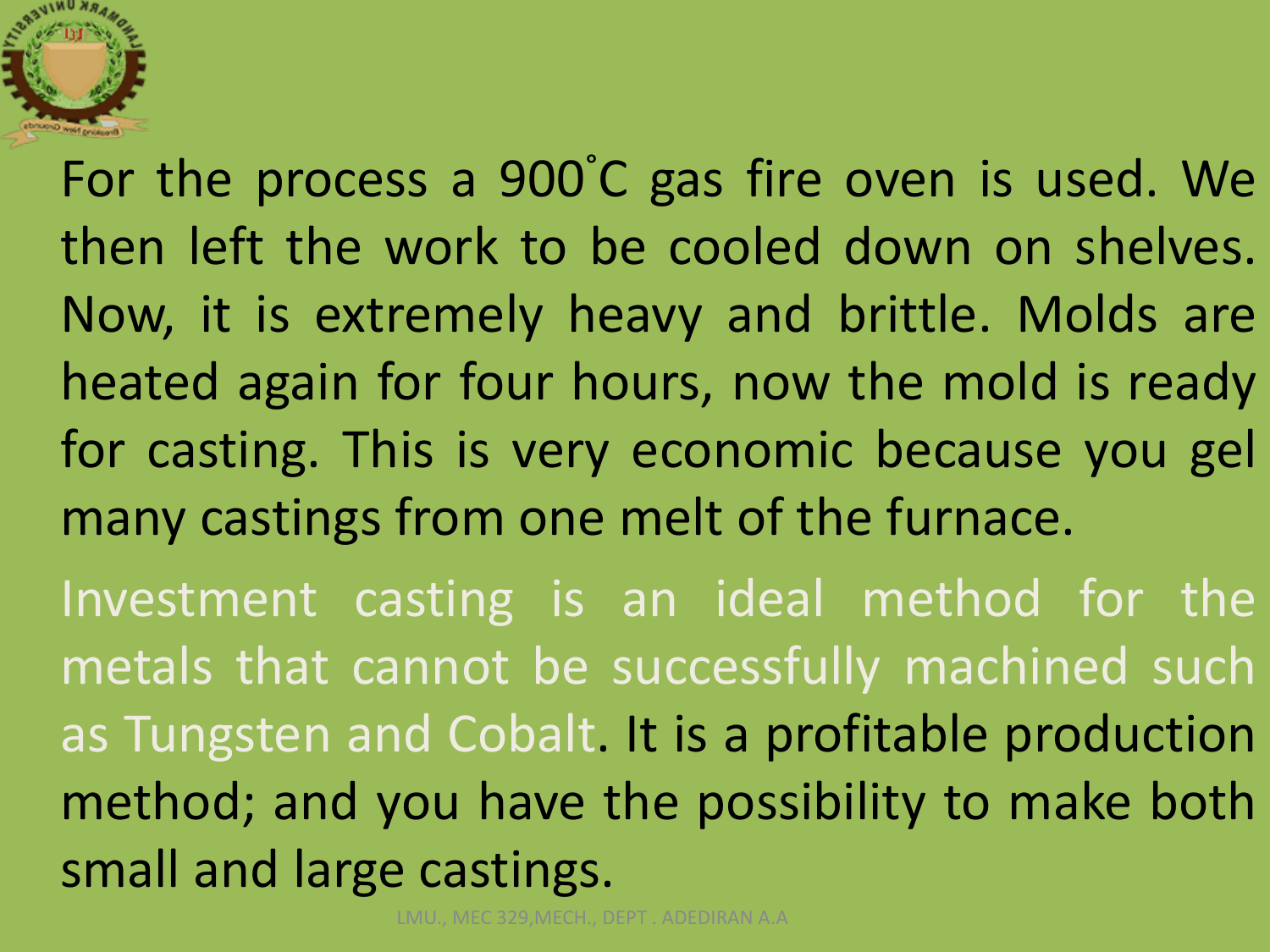For the process a 900˚C gas fire oven is used. We then left the work to be cooled down on shelves. Now, it is extremely heavy and brittle. Molds are heated again for four hours, now the mold is ready for casting. This is very economic because you gel many castings from one melt of the furnace.

Investment casting is an ideal method for the metals that cannot be successfully machined such as Tungsten and Cobalt. It is a profitable production method; and you have the possibility to make both small and large castings.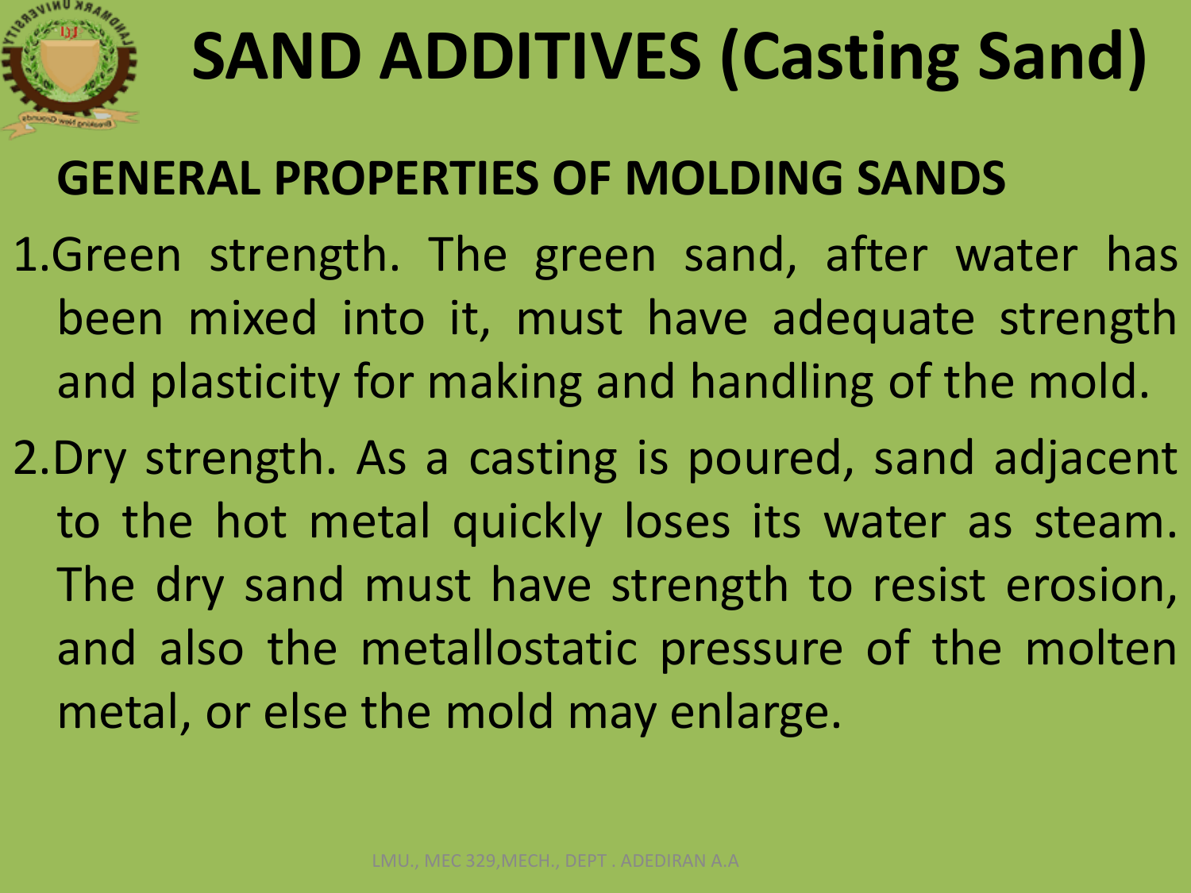# SAND ADDITIVES (Casting Sand)

## GENERAL PROPERTIES OF MOLDING SANDS

1. Green strength. The green sand, after water has been mixed into it, must have adequate strength and plasticity for making and handling of the mold.
2. Dry strength. As a casting is poured, sand adjacent to the hot metal quickly loses its water as steam. The dry sand must have strength to resist erosion, and also the metallostatic pressure of the molten metal, or else the mold may enlarge.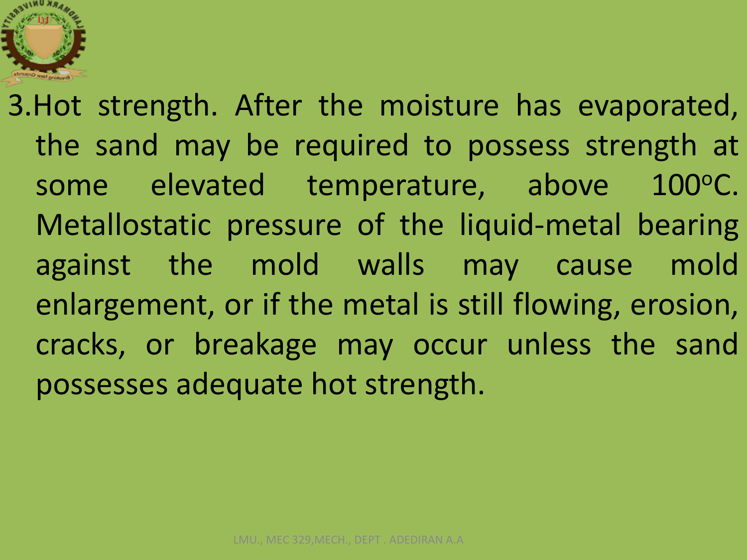3. Hot strength. After the moisture has evaporated, the sand may be required to possess strength at some elevated temperature, above 100$^{o}$C. Metallostatic pressure of the liquid-metal bearing against the mold walls may cause mold enlargement, or if the metal is still flowing, erosion, cracks, or breakage may occur unless the sand possesses adequate hot strength.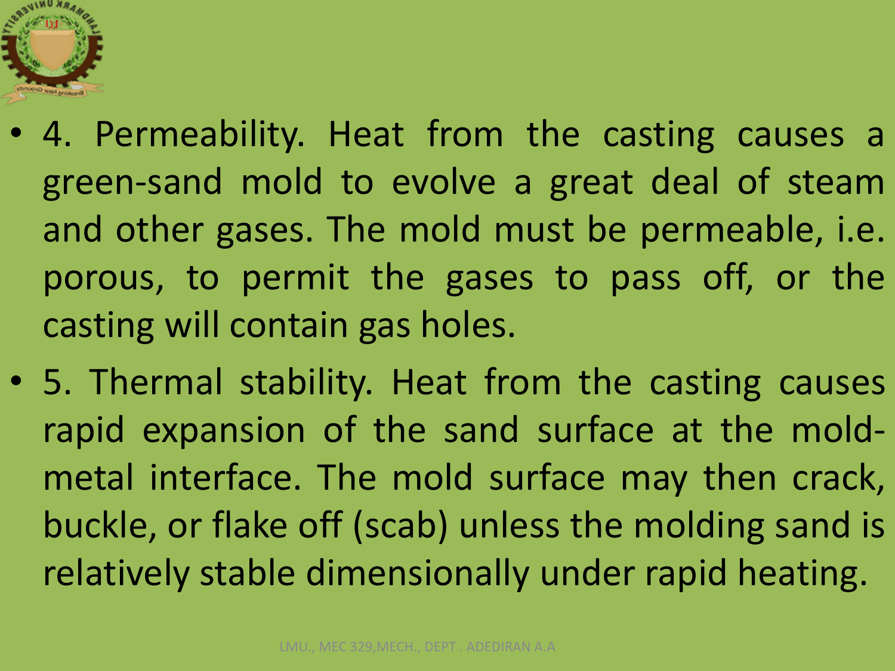- 4. Permeability. Heat from the casting causes a green-sand mold to evolve a great deal of steam and other gases. The mold must be permeable, i.e. porous, to permit the gases to pass off, or the casting will contain gas holes.
- 5. Thermal stability. Heat from the casting causes rapid expansion of the sand surface at the mold-metal interface. The mold surface may then crack, buckle, or flake off (scab) unless the molding sand is relatively stable dimensionally under rapid heating.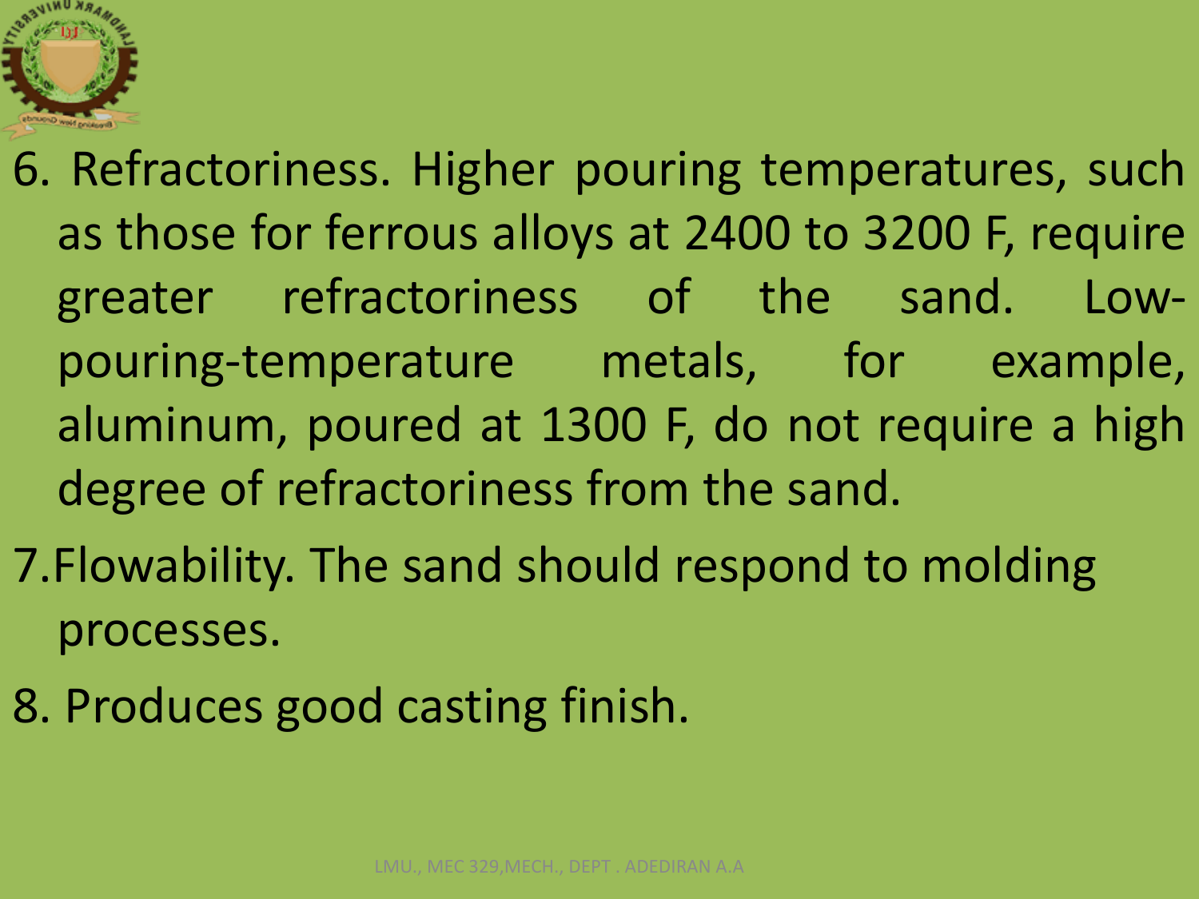6. Refractoriness. Higher pouring temperatures, such as those for ferrous alloys at 2400 to 3200 F, require greater refractoriness of the sand. Low-pouring-temperature metals, for example, aluminum, poured at 1300 F, do not require a high degree of refractoriness from the sand.
7. Flowability. The sand should respond to molding processes.
8. Produces good casting finish.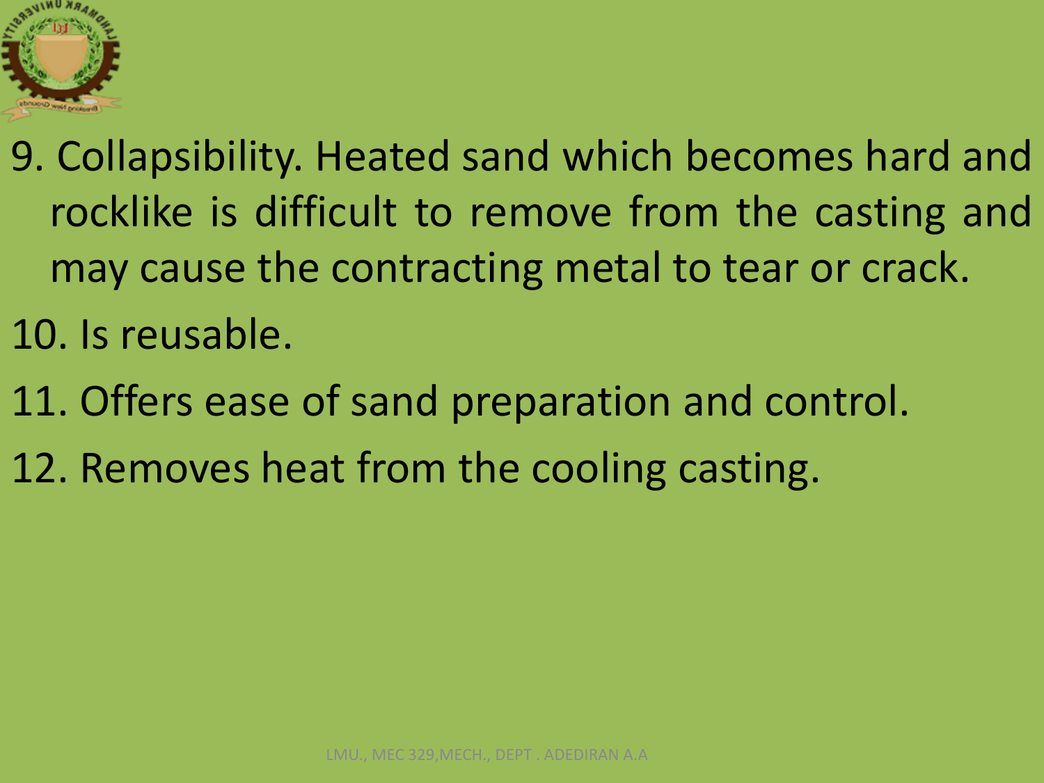9. Collapsibility. Heated sand which becomes hard and rocklike is difficult to remove from the casting and may cause the contracting metal to tear or crack.
10. Is reusable.
11. Offers ease of sand preparation and control.
12. Removes heat from the cooling casting.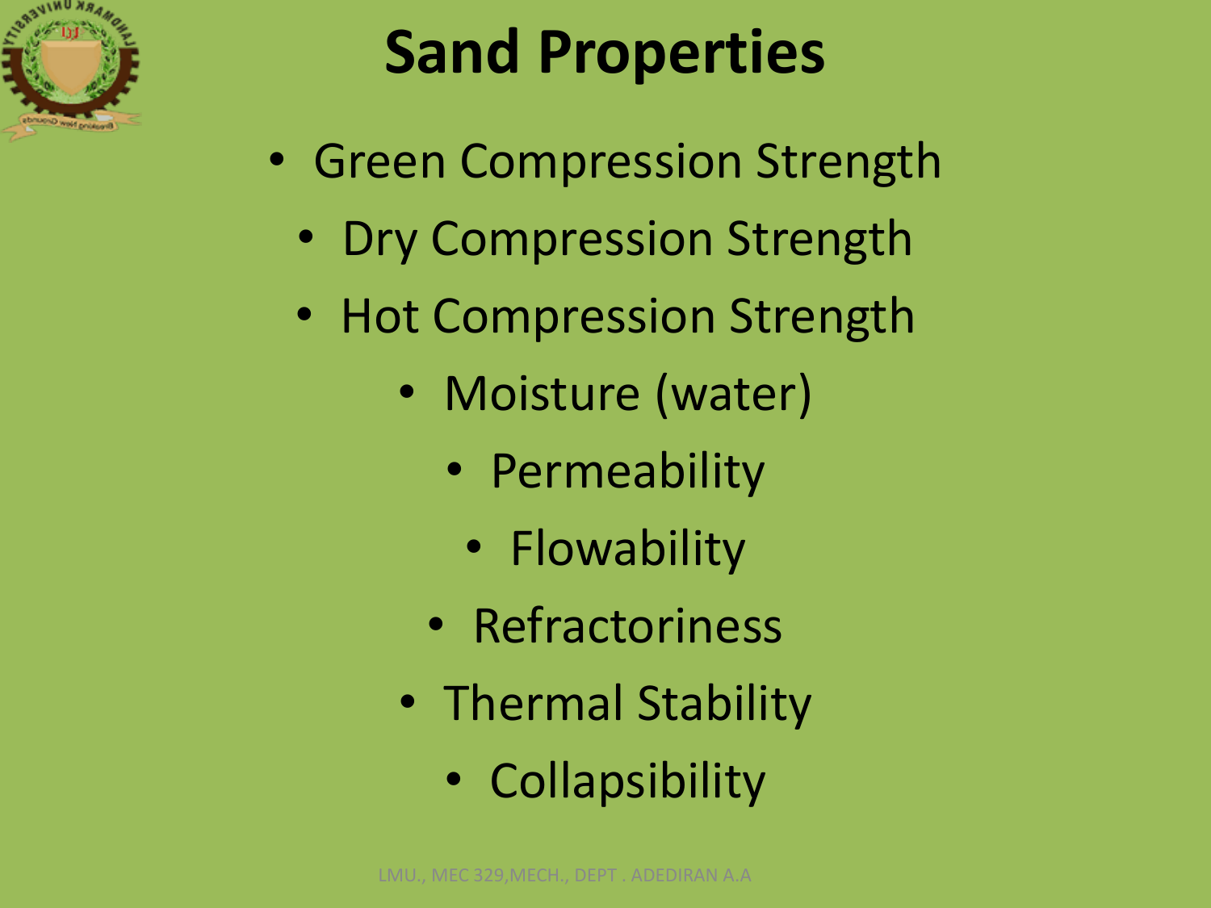# Sand Properties

- Green Compression Strength
- Dry Compression Strength
- Hot Compression Strength
- Moisture (water)
- Permeability
- Flowability
- Refractoriness
- Thermal Stability
- Collapsibility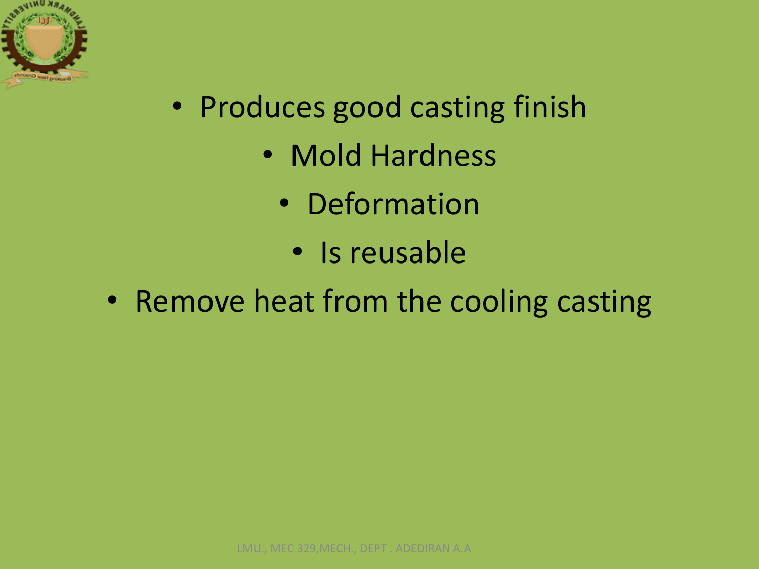- Produces good casting finish
- Mold Hardness
- Deformation
- Is reusable
- Remove heat from the cooling casting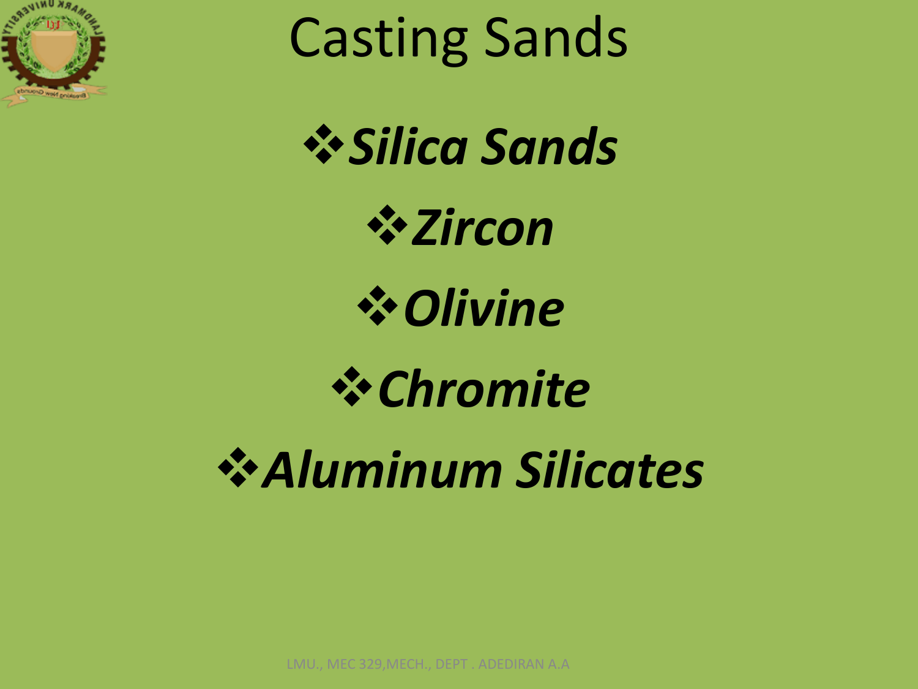# Casting Sands

- ***Silica Sands***
- ***Zircon***
- ***Olivine***
- ***Chromite***
- ***Aluminum Silicates***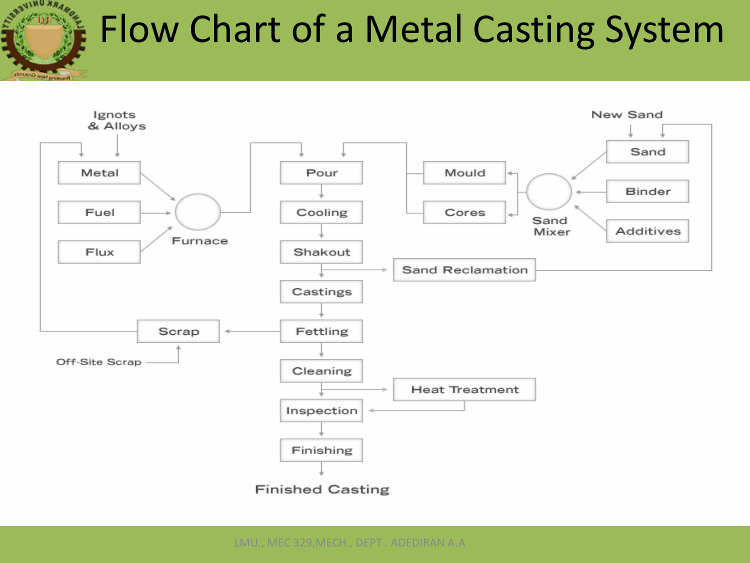# Flow Chart of a Metal Casting System

Ignots & Alloys

New Sand

Metal

Fuel

Flux

Furnace

Pour

Cooling

Shakout

Castings

Fettling

Cleaning

Inspection

Finishing

Finished Casting

Mould

Cores

Sand Mixer

Sand

Binder

Additives

Sand Reclamation

Heat Treatment

Scrap

Off-Site Scrap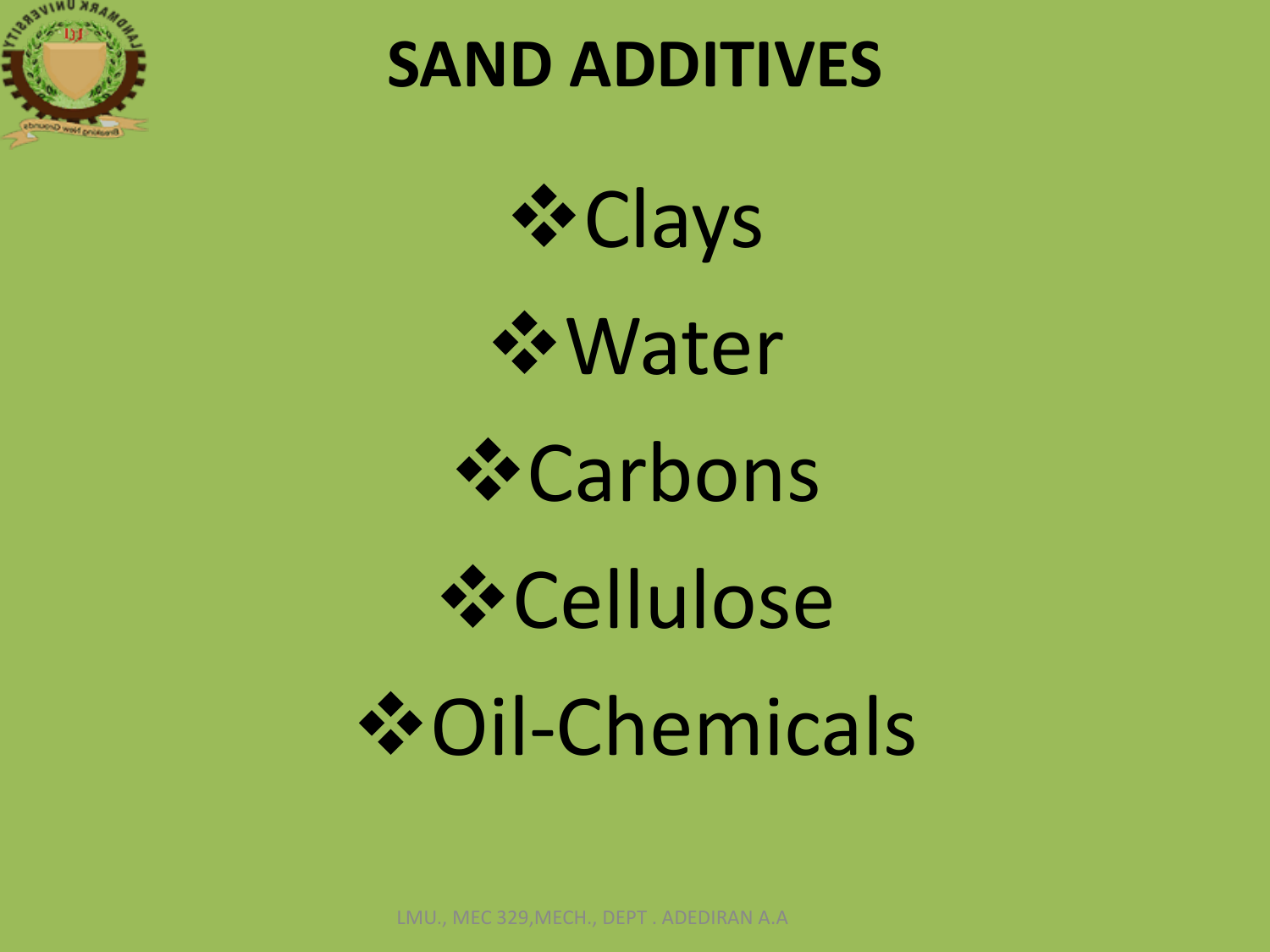# SAND ADDITIVES

- Clays
- Water
- Carbons
- Cellulose
- Oil-Chemicals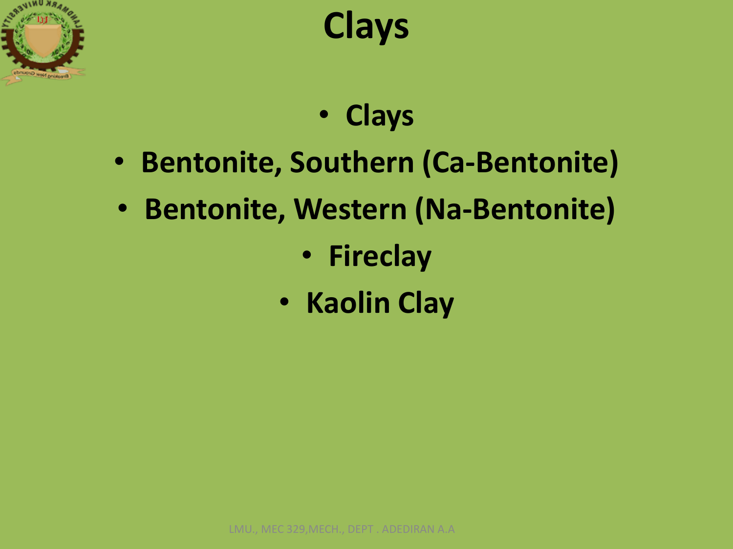# Clays

- Clays
- Bentonite, Southern (Ca-Bentonite)
- Bentonite, Western (Na-Bentonite)
- Fireclay
- Kaolin Clay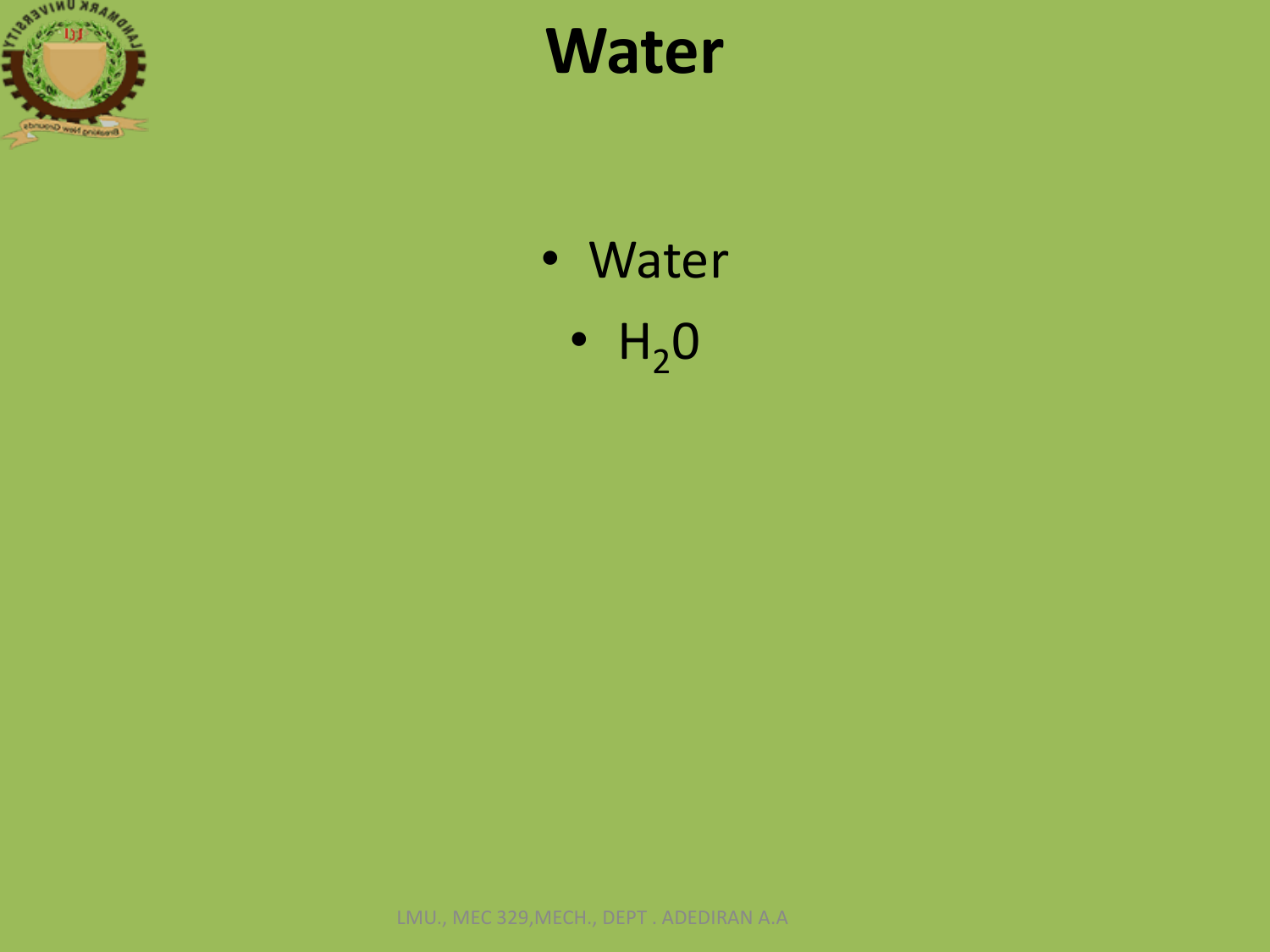# Water

- Water
- $H_20$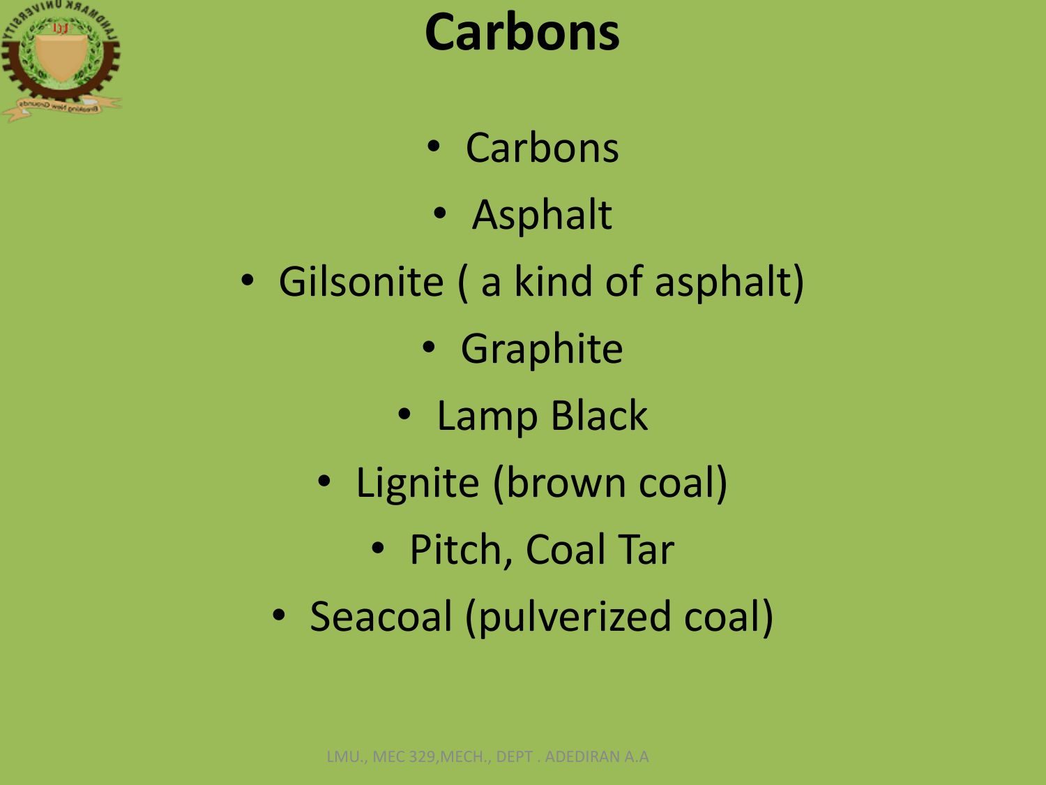# Carbons

- Carbons
- Asphalt
- Gilsonite ( a kind of asphalt)
- Graphite
- Lamp Black
- Lignite (brown coal)
- Pitch, Coal Tar
- Seacoal (pulverized coal)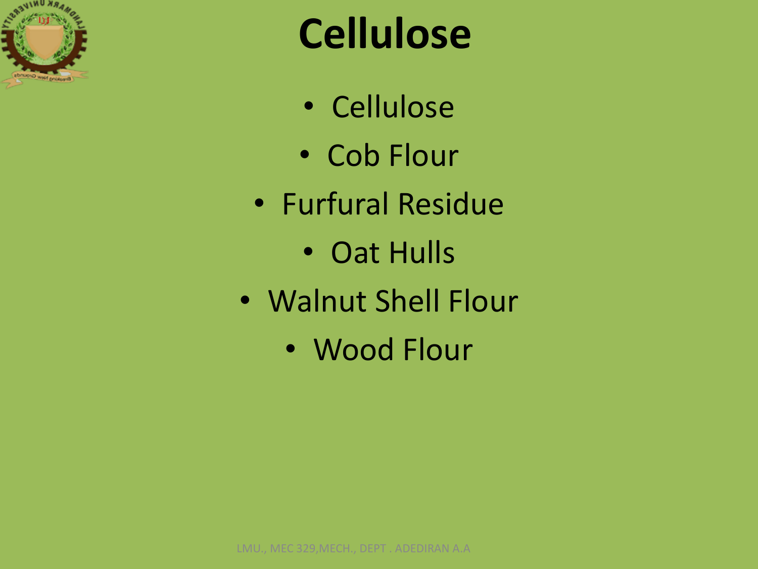# Cellulose

- Cellulose
- Cob Flour
- Furfural Residue
- Oat Hulls
- Walnut Shell Flour
- Wood Flour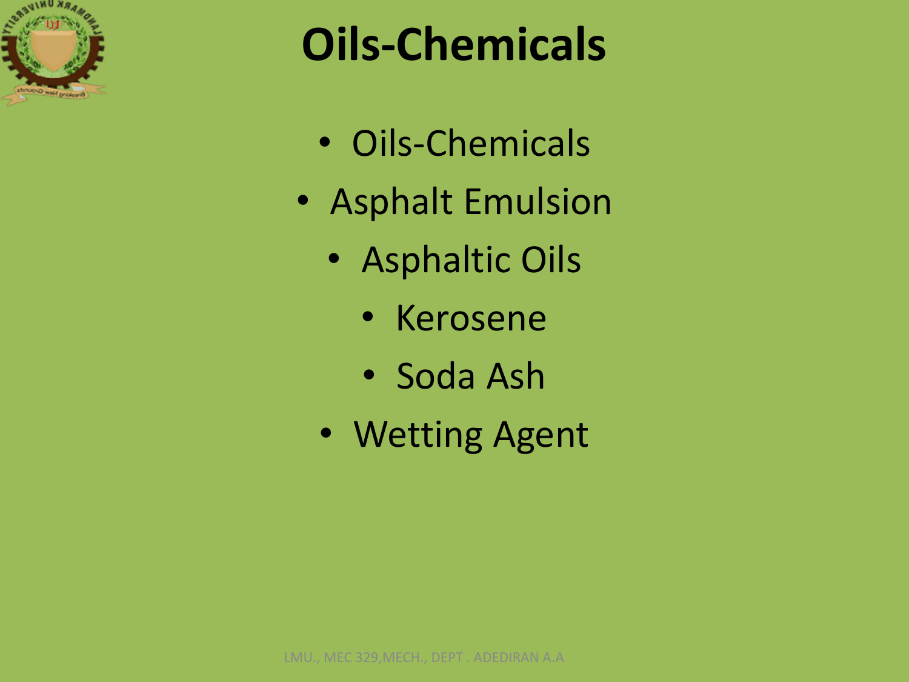# Oils-Chemicals

- Oils-Chemicals
- Asphalt Emulsion
- Asphaltic Oils
- Kerosene
- Soda Ash
- Wetting Agent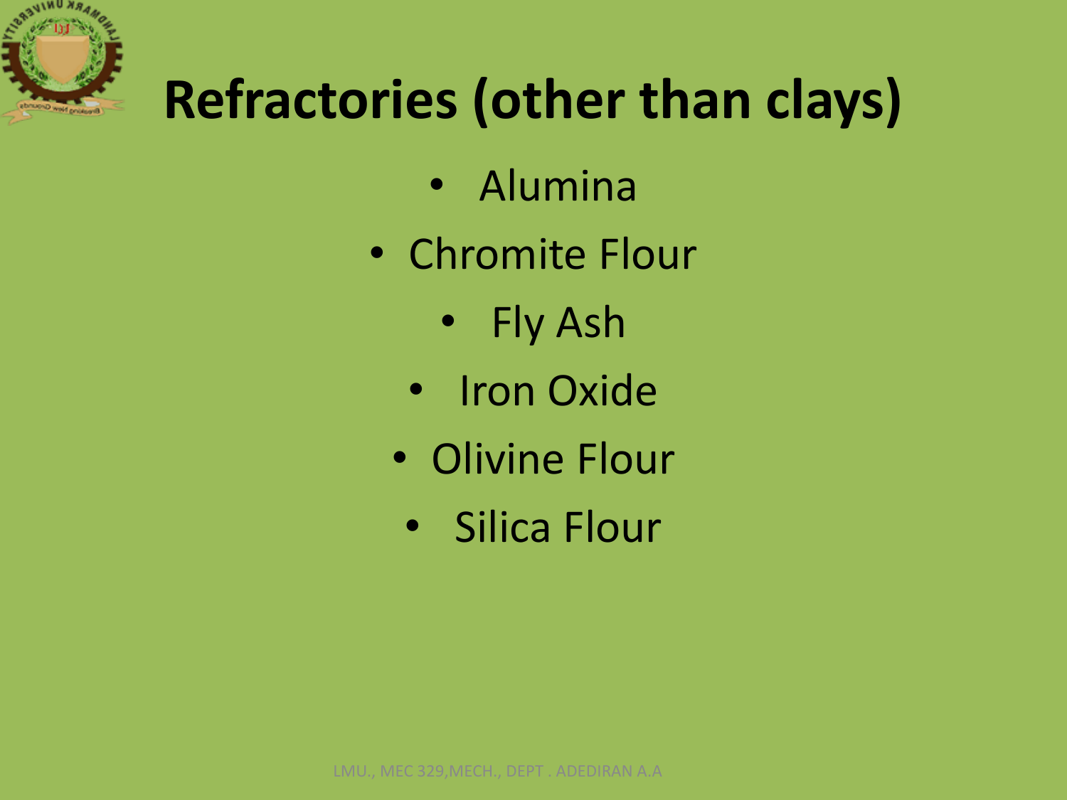# Refractories (other than clays)

- Alumina
- Chromite Flour
- Fly Ash
- Iron Oxide
- Olivine Flour
- Silica Flour